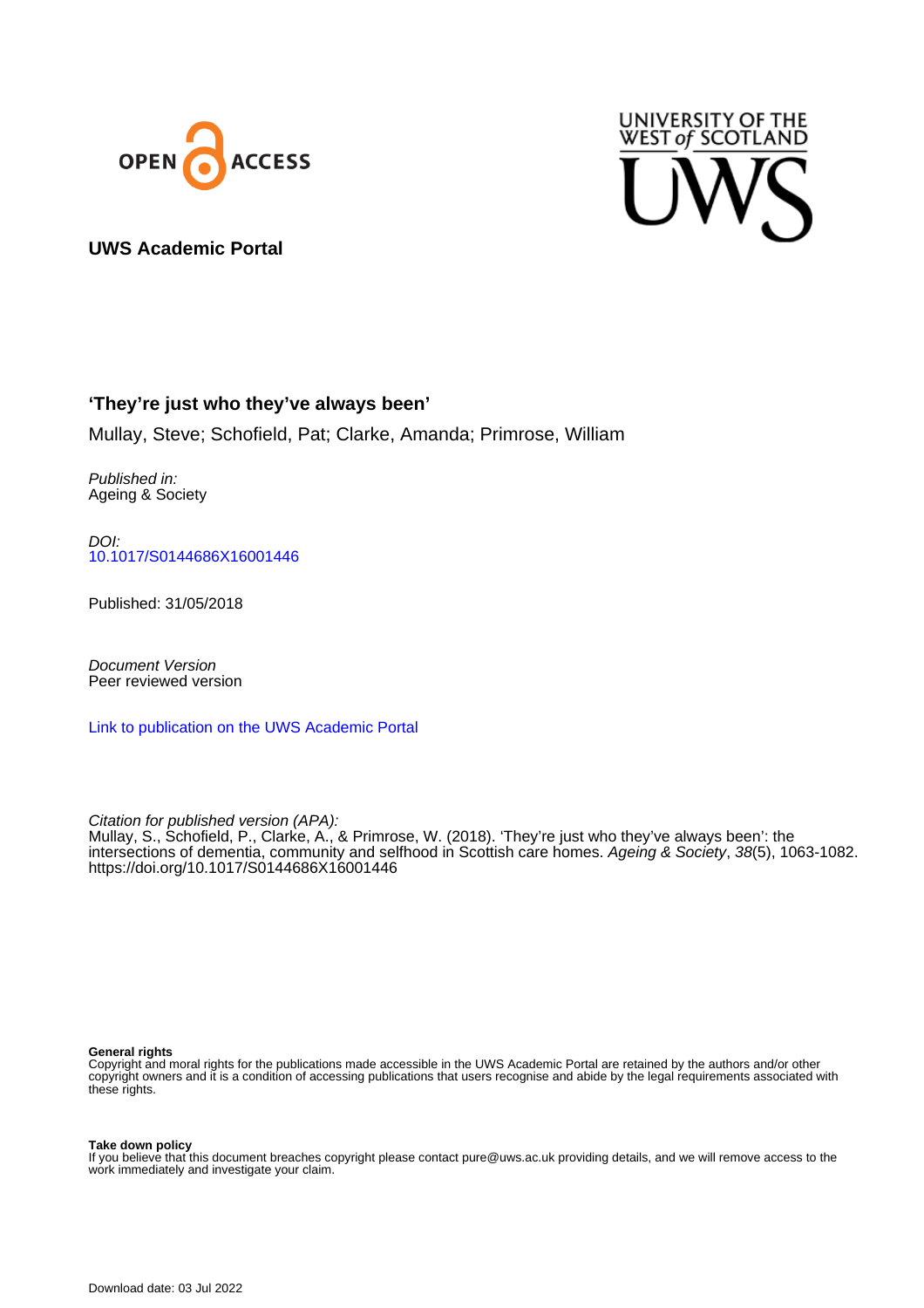**UWS Academic Portal**

## 'They're just who they've always been'

Mullay, Steve; Schofield, Pat; Clarke, Amanda; Primrose, William

*Published in:*
Ageing & Society

*DOI:*
10.1017/S0144686X16001446

Published: 31/05/2018

*Document Version*
Peer reviewed version

Link to publication on the UWS Academic Portal

*Citation for published version (APA):*
Mullay, S., Schofield, P., Clarke, A., & Primrose, W. (2018). 'They're just who they've always been': the intersections of dementia, community and selfhood in Scottish care homes. *Ageing & Society*, *38*(5), 1063-1082. https://doi.org/10.1017/S0144686X16001446

**General rights**
Copyright and moral rights for the publications made accessible in the UWS Academic Portal are retained by the authors and/or other copyright owners and it is a condition of accessing publications that users recognise and abide by the legal requirements associated with these rights.

**Take down policy**
If you believe that this document breaches copyright please contact pure@uws.ac.uk providing details, and we will remove access to the work immediately and investigate your claim.

Download date: 03 Jul 2022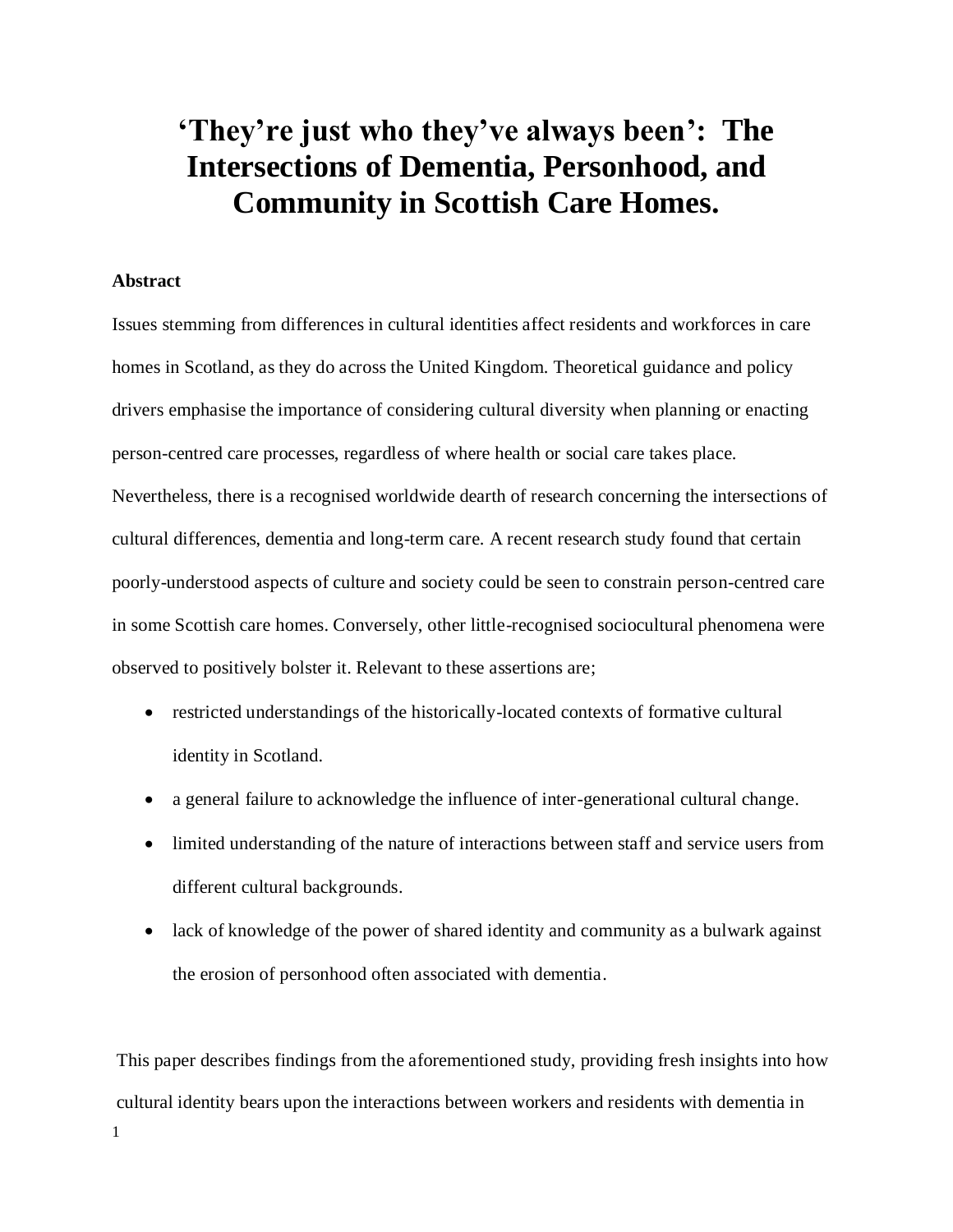# 'They're just who they've always been': The Intersections of Dementia, Personhood, and Community in Scottish Care Homes.

**Abstract**

Issues stemming from differences in cultural identities affect residents and workforces in care homes in Scotland, as they do across the United Kingdom. Theoretical guidance and policy drivers emphasise the importance of considering cultural diversity when planning or enacting person-centred care processes, regardless of where health or social care takes place. Nevertheless, there is a recognised worldwide dearth of research concerning the intersections of cultural differences, dementia and long-term care. A recent research study found that certain poorly-understood aspects of culture and society could be seen to constrain person-centred care in some Scottish care homes. Conversely, other little-recognised sociocultural phenomena were observed to positively bolster it. Relevant to these assertions are;

- restricted understandings of the historically-located contexts of formative cultural identity in Scotland.
- a general failure to acknowledge the influence of inter-generational cultural change.
- limited understanding of the nature of interactions between staff and service users from different cultural backgrounds.
- lack of knowledge of the power of shared identity and community as a bulwark against the erosion of personhood often associated with dementia.

This paper describes findings from the aforementioned study, providing fresh insights into how cultural identity bears upon the interactions between workers and residents with dementia in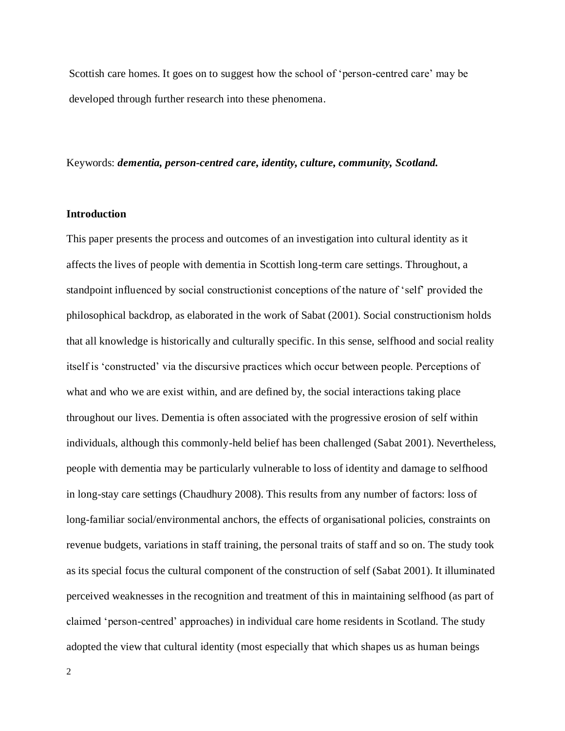Scottish care homes. It goes on to suggest how the school of 'person-centred care' may be developed through further research into these phenomena.

Keywords: ***dementia, person-centred care, identity, culture, community, Scotland.***

## Introduction

This paper presents the process and outcomes of an investigation into cultural identity as it affects the lives of people with dementia in Scottish long-term care settings. Throughout, a standpoint influenced by social constructionist conceptions of the nature of 'self' provided the philosophical backdrop, as elaborated in the work of Sabat (2001). Social constructionism holds that all knowledge is historically and culturally specific. In this sense, selfhood and social reality itself is 'constructed' via the discursive practices which occur between people. Perceptions of what and who we are exist within, and are defined by, the social interactions taking place throughout our lives. Dementia is often associated with the progressive erosion of self within individuals, although this commonly-held belief has been challenged (Sabat 2001). Nevertheless, people with dementia may be particularly vulnerable to loss of identity and damage to selfhood in long-stay care settings (Chaudhury 2008). This results from any number of factors: loss of long-familiar social/environmental anchors, the effects of organisational policies, constraints on revenue budgets, variations in staff training, the personal traits of staff and so on. The study took as its special focus the cultural component of the construction of self (Sabat 2001). It illuminated perceived weaknesses in the recognition and treatment of this in maintaining selfhood (as part of claimed 'person-centred' approaches) in individual care home residents in Scotland. The study adopted the view that cultural identity (most especially that which shapes us as human beings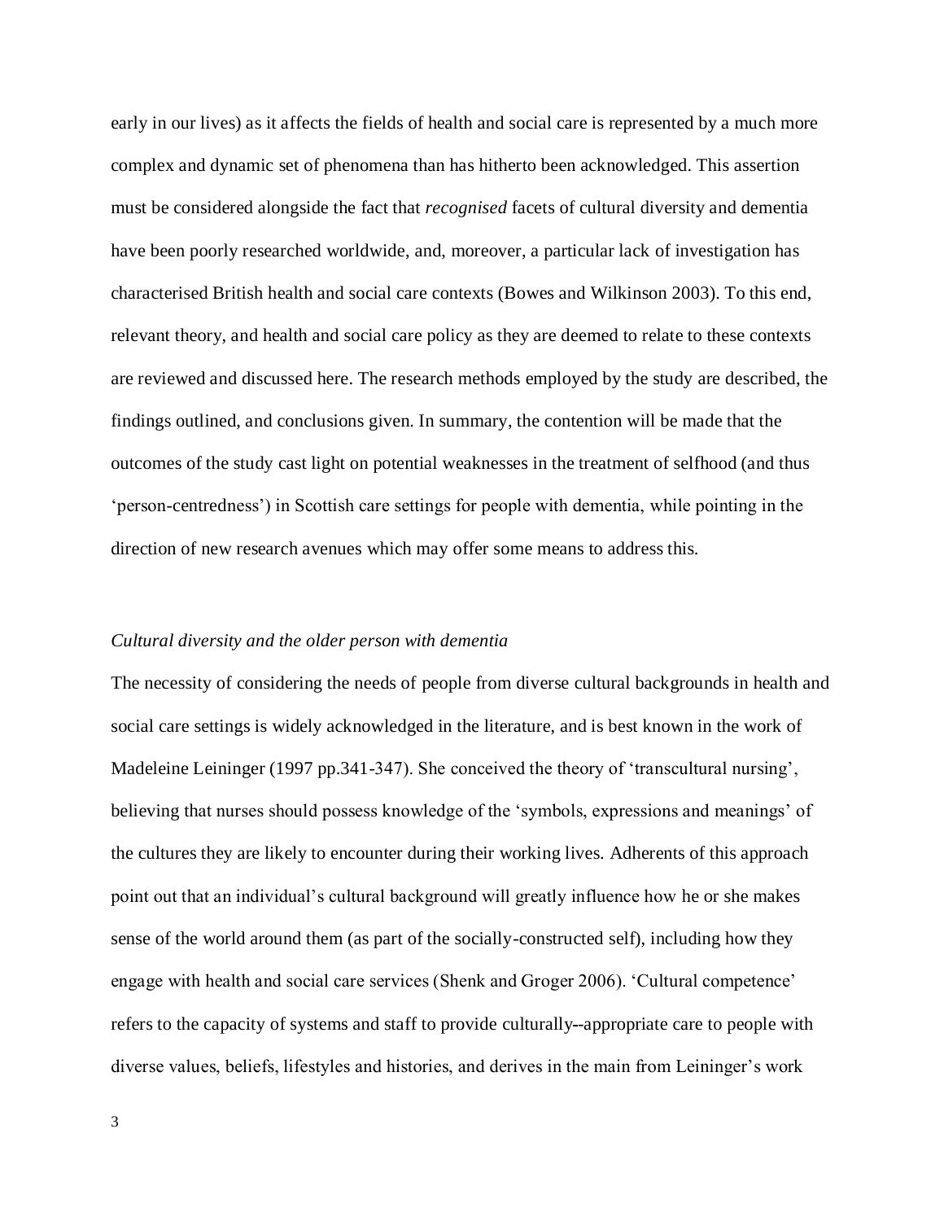early in our lives) as it affects the fields of health and social care is represented by a much more complex and dynamic set of phenomena than has hitherto been acknowledged. This assertion must be considered alongside the fact that *recognised* facets of cultural diversity and dementia have been poorly researched worldwide, and, moreover, a particular lack of investigation has characterised British health and social care contexts (Bowes and Wilkinson 2003). To this end, relevant theory, and health and social care policy as they are deemed to relate to these contexts are reviewed and discussed here. The research methods employed by the study are described, the findings outlined, and conclusions given. In summary, the contention will be made that the outcomes of the study cast light on potential weaknesses in the treatment of selfhood (and thus 'person-centredness') in Scottish care settings for people with dementia, while pointing in the direction of new research avenues which may offer some means to address this.

*Cultural diversity and the older person with dementia*

The necessity of considering the needs of people from diverse cultural backgrounds in health and social care settings is widely acknowledged in the literature, and is best known in the work of Madeleine Leininger (1997 pp.341-347). She conceived the theory of 'transcultural nursing', believing that nurses should possess knowledge of the 'symbols, expressions and meanings' of the cultures they are likely to encounter during their working lives. Adherents of this approach point out that an individual's cultural background will greatly influence how he or she makes sense of the world around them (as part of the socially-constructed self), including how they engage with health and social care services (Shenk and Groger 2006). 'Cultural competence' refers to the capacity of systems and staff to provide culturally--appropriate care to people with diverse values, beliefs, lifestyles and histories, and derives in the main from Leininger's work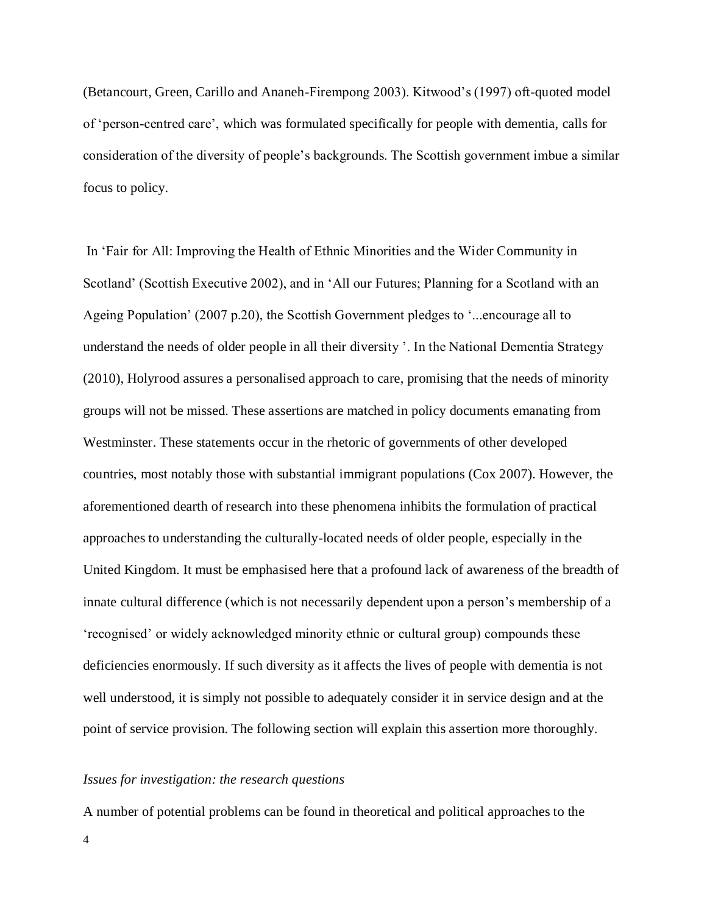(Betancourt, Green, Carillo and Ananeh-Firempong 2003). Kitwood's (1997) oft-quoted model of 'person-centred care', which was formulated specifically for people with dementia, calls for consideration of the diversity of people's backgrounds. The Scottish government imbue a similar focus to policy.

In 'Fair for All: Improving the Health of Ethnic Minorities and the Wider Community in Scotland' (Scottish Executive 2002), and in 'All our Futures; Planning for a Scotland with an Ageing Population' (2007 p.20), the Scottish Government pledges to '...encourage all to understand the needs of older people in all their diversity '. In the National Dementia Strategy (2010), Holyrood assures a personalised approach to care, promising that the needs of minority groups will not be missed. These assertions are matched in policy documents emanating from Westminster. These statements occur in the rhetoric of governments of other developed countries, most notably those with substantial immigrant populations (Cox 2007). However, the aforementioned dearth of research into these phenomena inhibits the formulation of practical approaches to understanding the culturally-located needs of older people, especially in the United Kingdom. It must be emphasised here that a profound lack of awareness of the breadth of innate cultural difference (which is not necessarily dependent upon a person's membership of a 'recognised' or widely acknowledged minority ethnic or cultural group) compounds these deficiencies enormously. If such diversity as it affects the lives of people with dementia is not well understood, it is simply not possible to adequately consider it in service design and at the point of service provision. The following section will explain this assertion more thoroughly.

*Issues for investigation: the research questions*

A number of potential problems can be found in theoretical and political approaches to the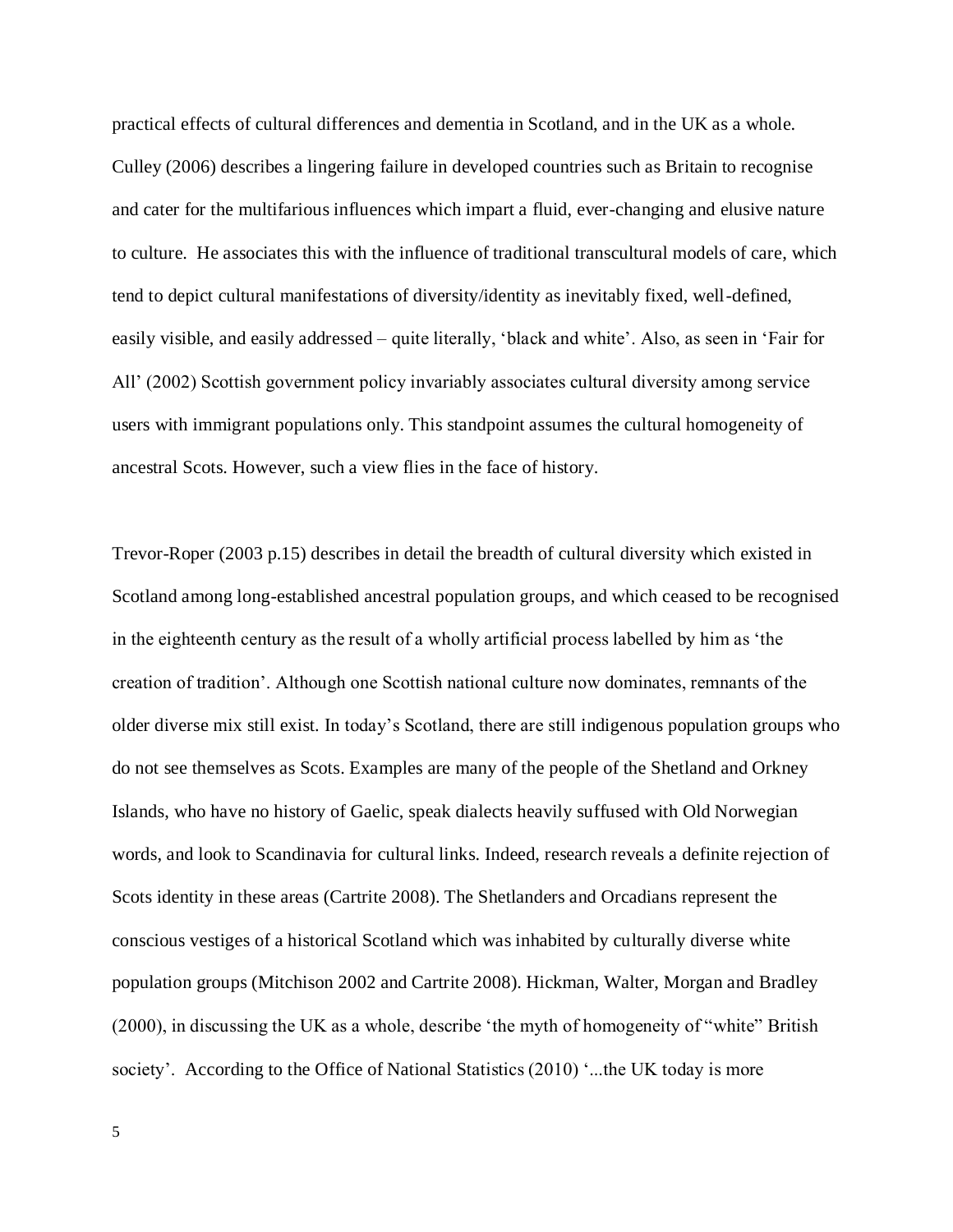practical effects of cultural differences and dementia in Scotland, and in the UK as a whole. Culley (2006) describes a lingering failure in developed countries such as Britain to recognise and cater for the multifarious influences which impart a fluid, ever-changing and elusive nature to culture. He associates this with the influence of traditional transcultural models of care, which tend to depict cultural manifestations of diversity/identity as inevitably fixed, well-defined, easily visible, and easily addressed – quite literally, 'black and white'. Also, as seen in 'Fair for All' (2002) Scottish government policy invariably associates cultural diversity among service users with immigrant populations only. This standpoint assumes the cultural homogeneity of ancestral Scots. However, such a view flies in the face of history.

Trevor-Roper (2003 p.15) describes in detail the breadth of cultural diversity which existed in Scotland among long-established ancestral population groups, and which ceased to be recognised in the eighteenth century as the result of a wholly artificial process labelled by him as 'the creation of tradition'. Although one Scottish national culture now dominates, remnants of the older diverse mix still exist. In today's Scotland, there are still indigenous population groups who do not see themselves as Scots. Examples are many of the people of the Shetland and Orkney Islands, who have no history of Gaelic, speak dialects heavily suffused with Old Norwegian words, and look to Scandinavia for cultural links. Indeed, research reveals a definite rejection of Scots identity in these areas (Cartrite 2008). The Shetlanders and Orcadians represent the conscious vestiges of a historical Scotland which was inhabited by culturally diverse white population groups (Mitchison 2002 and Cartrite 2008). Hickman, Walter, Morgan and Bradley (2000), in discussing the UK as a whole, describe 'the myth of homogeneity of "white" British society'. According to the Office of National Statistics (2010) '...the UK today is more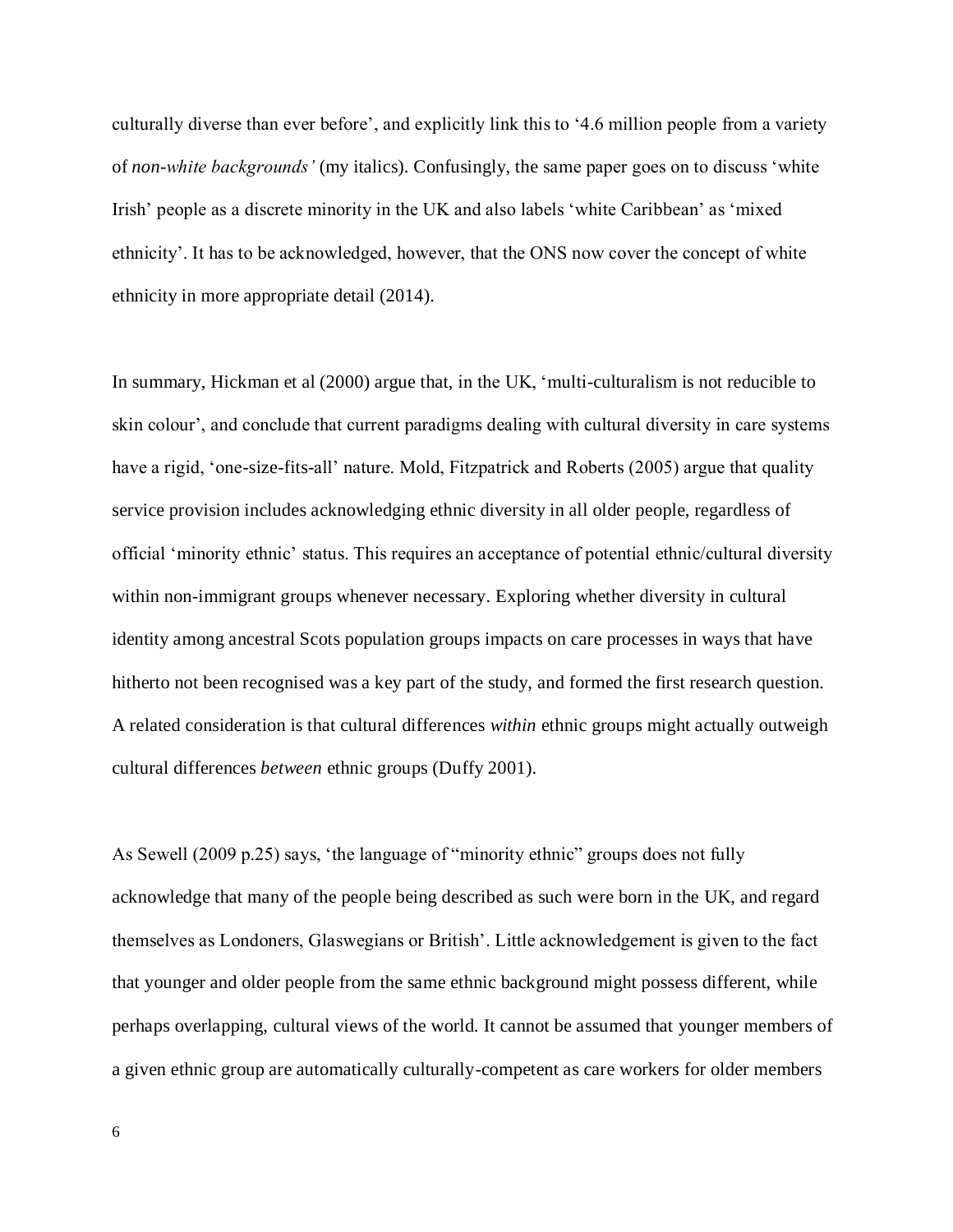culturally diverse than ever before', and explicitly link this to '4.6 million people from a variety of *non-white backgrounds'* (my italics). Confusingly, the same paper goes on to discuss 'white Irish' people as a discrete minority in the UK and also labels 'white Caribbean' as 'mixed ethnicity'. It has to be acknowledged, however, that the ONS now cover the concept of white ethnicity in more appropriate detail (2014).

In summary, Hickman et al (2000) argue that, in the UK, 'multi-culturalism is not reducible to skin colour', and conclude that current paradigms dealing with cultural diversity in care systems have a rigid, 'one-size-fits-all' nature. Mold, Fitzpatrick and Roberts (2005) argue that quality service provision includes acknowledging ethnic diversity in all older people, regardless of official 'minority ethnic' status. This requires an acceptance of potential ethnic/cultural diversity within non-immigrant groups whenever necessary. Exploring whether diversity in cultural identity among ancestral Scots population groups impacts on care processes in ways that have hitherto not been recognised was a key part of the study, and formed the first research question. A related consideration is that cultural differences *within* ethnic groups might actually outweigh cultural differences *between* ethnic groups (Duffy 2001).

As Sewell (2009 p.25) says, 'the language of "minority ethnic" groups does not fully acknowledge that many of the people being described as such were born in the UK, and regard themselves as Londoners, Glaswegians or British'. Little acknowledgement is given to the fact that younger and older people from the same ethnic background might possess different, while perhaps overlapping, cultural views of the world. It cannot be assumed that younger members of a given ethnic group are automatically culturally-competent as care workers for older members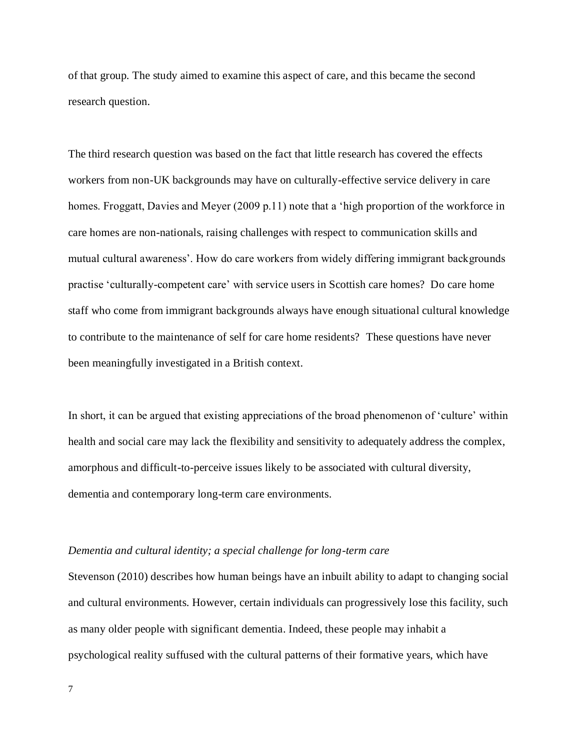of that group. The study aimed to examine this aspect of care, and this became the second research question.

The third research question was based on the fact that little research has covered the effects workers from non-UK backgrounds may have on culturally-effective service delivery in care homes. Froggatt, Davies and Meyer (2009 p.11) note that a 'high proportion of the workforce in care homes are non-nationals, raising challenges with respect to communication skills and mutual cultural awareness'. How do care workers from widely differing immigrant backgrounds practise 'culturally-competent care' with service users in Scottish care homes? Do care home staff who come from immigrant backgrounds always have enough situational cultural knowledge to contribute to the maintenance of self for care home residents? These questions have never been meaningfully investigated in a British context.

In short, it can be argued that existing appreciations of the broad phenomenon of 'culture' within health and social care may lack the flexibility and sensitivity to adequately address the complex, amorphous and difficult-to-perceive issues likely to be associated with cultural diversity, dementia and contemporary long-term care environments.

*Dementia and cultural identity; a special challenge for long-term care*

Stevenson (2010) describes how human beings have an inbuilt ability to adapt to changing social and cultural environments. However, certain individuals can progressively lose this facility, such as many older people with significant dementia. Indeed, these people may inhabit a psychological reality suffused with the cultural patterns of their formative years, which have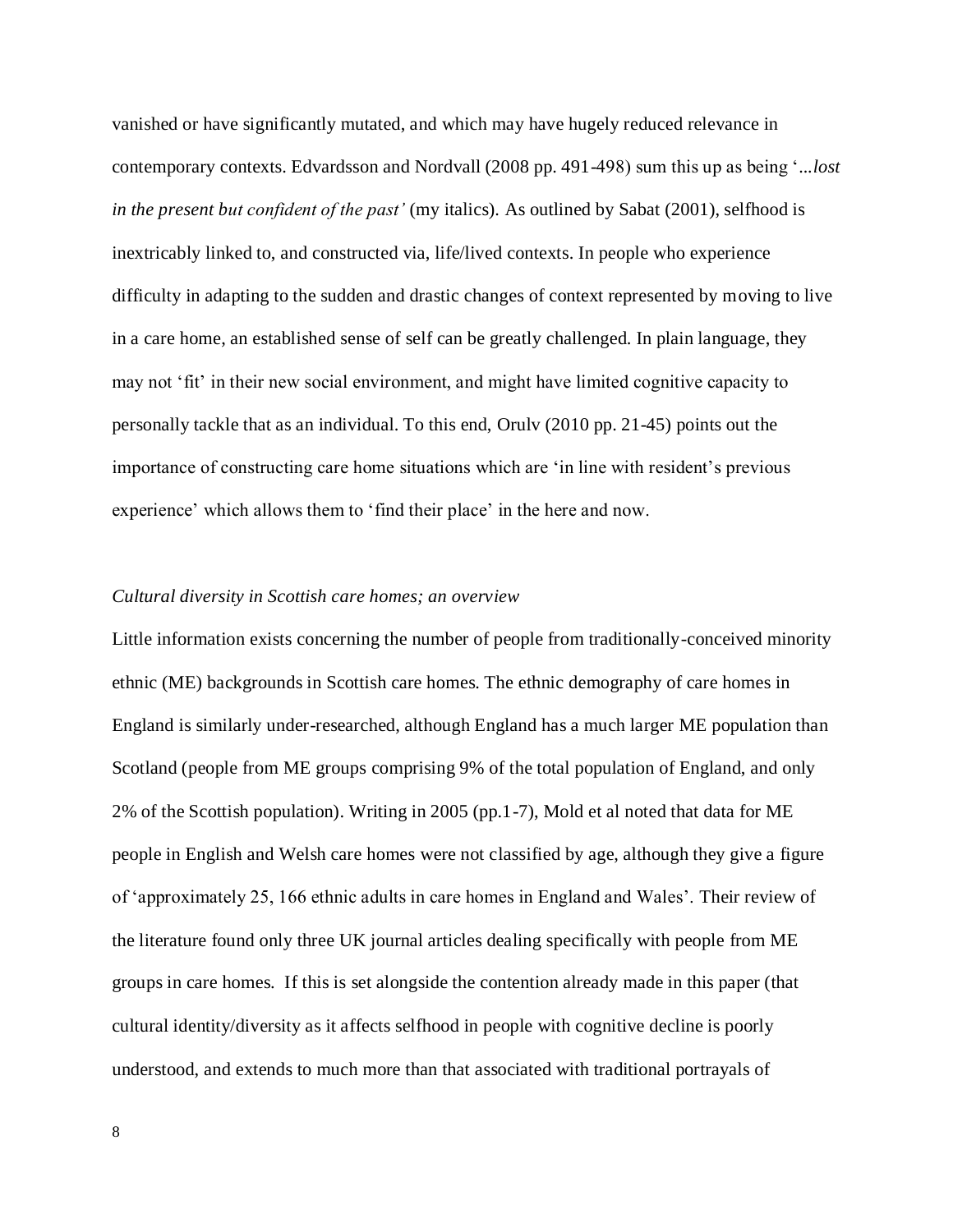vanished or have significantly mutated, and which may have hugely reduced relevance in contemporary contexts. Edvardsson and Nordvall (2008 pp. 491-498) sum this up as being '*...lost in the present but confident of the past'* (my italics). As outlined by Sabat (2001), selfhood is inextricably linked to, and constructed via, life/lived contexts. In people who experience difficulty in adapting to the sudden and drastic changes of context represented by moving to live in a care home, an established sense of self can be greatly challenged. In plain language, they may not 'fit' in their new social environment, and might have limited cognitive capacity to personally tackle that as an individual. To this end, Orulv (2010 pp. 21-45) points out the importance of constructing care home situations which are 'in line with resident's previous experience' which allows them to 'find their place' in the here and now.

*Cultural diversity in Scottish care homes; an overview*

Little information exists concerning the number of people from traditionally-conceived minority ethnic (ME) backgrounds in Scottish care homes. The ethnic demography of care homes in England is similarly under-researched, although England has a much larger ME population than Scotland (people from ME groups comprising 9% of the total population of England, and only 2% of the Scottish population). Writing in 2005 (pp.1-7), Mold et al noted that data for ME people in English and Welsh care homes were not classified by age, although they give a figure of 'approximately 25, 166 ethnic adults in care homes in England and Wales'. Their review of the literature found only three UK journal articles dealing specifically with people from ME groups in care homes. If this is set alongside the contention already made in this paper (that cultural identity/diversity as it affects selfhood in people with cognitive decline is poorly understood, and extends to much more than that associated with traditional portrayals of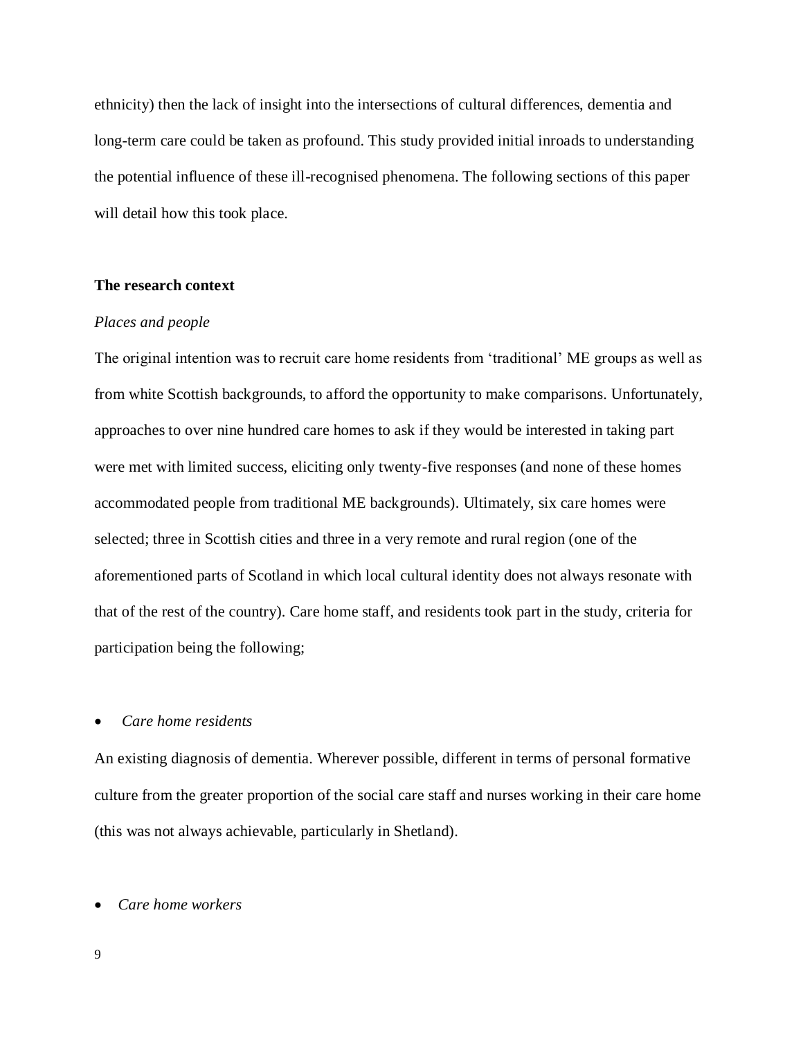ethnicity) then the lack of insight into the intersections of cultural differences, dementia and long-term care could be taken as profound. This study provided initial inroads to understanding the potential influence of these ill-recognised phenomena. The following sections of this paper will detail how this took place.

## The research context

### *Places and people*

The original intention was to recruit care home residents from 'traditional' ME groups as well as from white Scottish backgrounds, to afford the opportunity to make comparisons. Unfortunately, approaches to over nine hundred care homes to ask if they would be interested in taking part were met with limited success, eliciting only twenty-five responses (and none of these homes accommodated people from traditional ME backgrounds). Ultimately, six care homes were selected; three in Scottish cities and three in a very remote and rural region (one of the aforementioned parts of Scotland in which local cultural identity does not always resonate with that of the rest of the country). Care home staff, and residents took part in the study, criteria for participation being the following;

- *Care home residents*

An existing diagnosis of dementia. Wherever possible, different in terms of personal formative culture from the greater proportion of the social care staff and nurses working in their care home (this was not always achievable, particularly in Shetland).

- *Care home workers*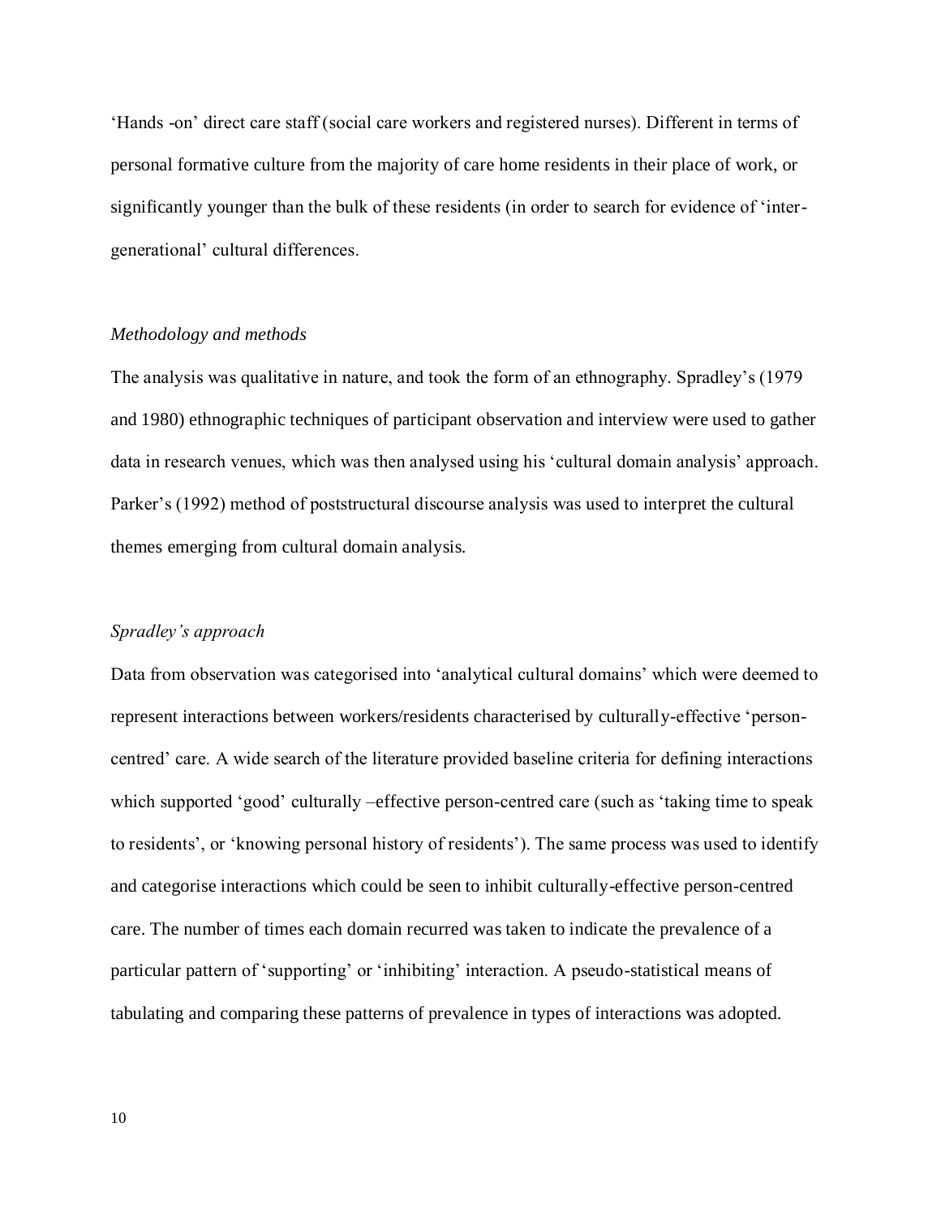'Hands -on' direct care staff (social care workers and registered nurses). Different in terms of personal formative culture from the majority of care home residents in their place of work, or significantly younger than the bulk of these residents (in order to search for evidence of 'inter-generational' cultural differences.

*Methodology and methods*

The analysis was qualitative in nature, and took the form of an ethnography. Spradley's (1979 and 1980) ethnographic techniques of participant observation and interview were used to gather data in research venues, which was then analysed using his 'cultural domain analysis' approach. Parker's (1992) method of poststructural discourse analysis was used to interpret the cultural themes emerging from cultural domain analysis.

*Spradley's approach*

Data from observation was categorised into 'analytical cultural domains' which were deemed to represent interactions between workers/residents characterised by culturally-effective 'person-centred' care. A wide search of the literature provided baseline criteria for defining interactions which supported 'good' culturally –effective person-centred care (such as 'taking time to speak to residents', or 'knowing personal history of residents'). The same process was used to identify and categorise interactions which could be seen to inhibit culturally-effective person-centred care. The number of times each domain recurred was taken to indicate the prevalence of a particular pattern of 'supporting' or 'inhibiting' interaction. A pseudo-statistical means of tabulating and comparing these patterns of prevalence in types of interactions was adopted.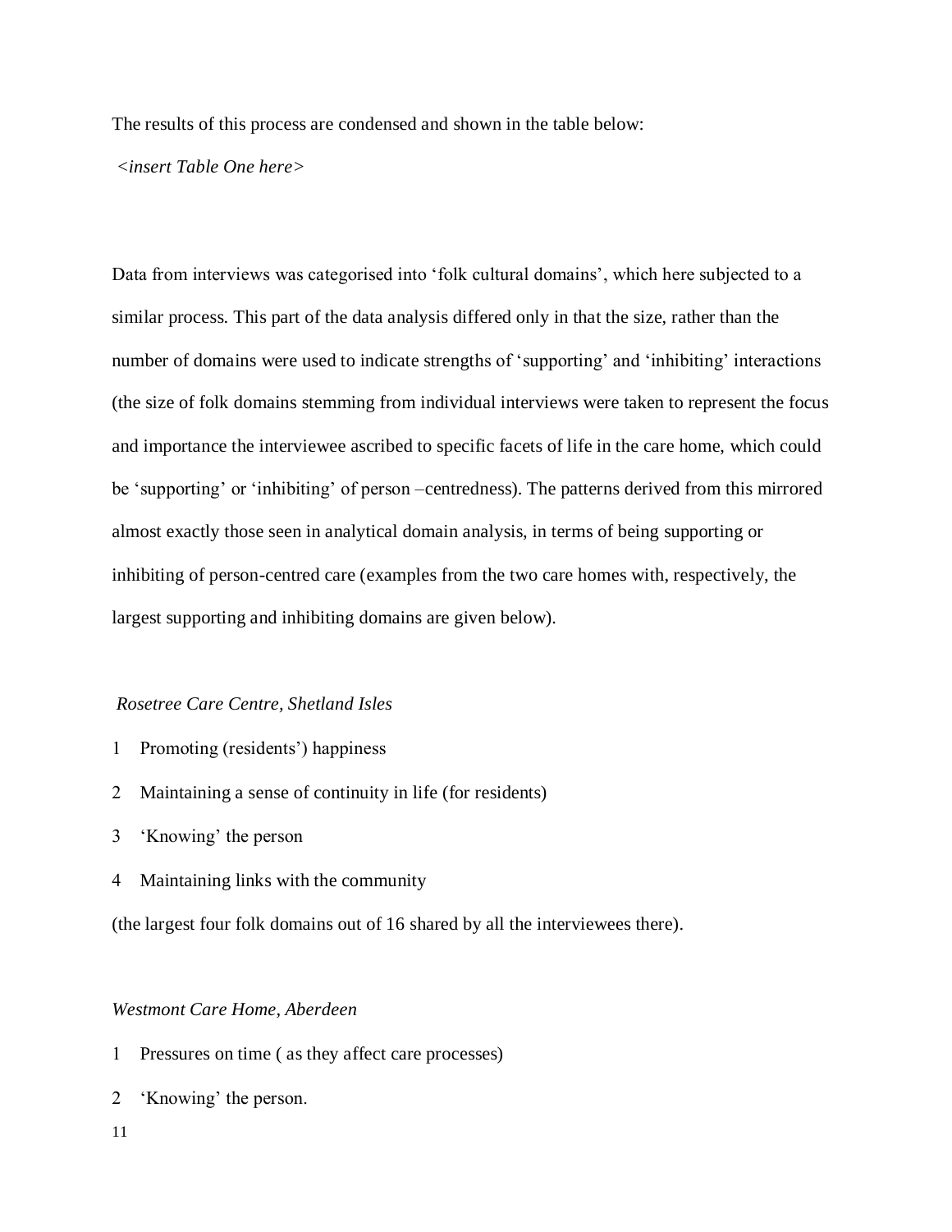The results of this process are condensed and shown in the table below:

*<insert Table One here>*

Data from interviews was categorised into 'folk cultural domains', which here subjected to a similar process. This part of the data analysis differed only in that the size, rather than the number of domains were used to indicate strengths of 'supporting' and 'inhibiting' interactions (the size of folk domains stemming from individual interviews were taken to represent the focus and importance the interviewee ascribed to specific facets of life in the care home, which could be 'supporting' or 'inhibiting' of person –centredness). The patterns derived from this mirrored almost exactly those seen in analytical domain analysis, in terms of being supporting or inhibiting of person-centred care (examples from the two care homes with, respectively, the largest supporting and inhibiting domains are given below).

*Rosetree Care Centre, Shetland Isles*

1 Promoting (residents') happiness

2 Maintaining a sense of continuity in life (for residents)

3 'Knowing' the person

4 Maintaining links with the community

(the largest four folk domains out of 16 shared by all the interviewees there).

*Westmont Care Home, Aberdeen*

1 Pressures on time ( as they affect care processes)

2 'Knowing' the person.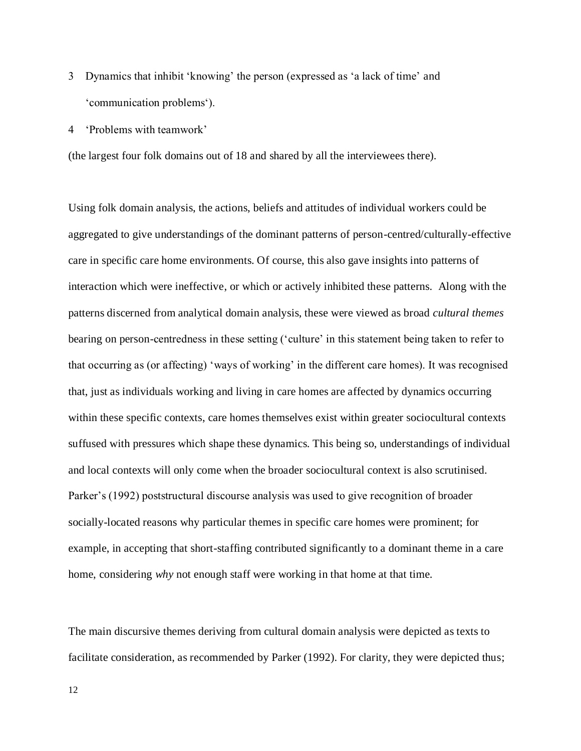3 Dynamics that inhibit 'knowing' the person (expressed as 'a lack of time' and 'communication problems').

4 'Problems with teamwork'

(the largest four folk domains out of 18 and shared by all the interviewees there).

Using folk domain analysis, the actions, beliefs and attitudes of individual workers could be aggregated to give understandings of the dominant patterns of person-centred/culturally-effective care in specific care home environments. Of course, this also gave insights into patterns of interaction which were ineffective, or which or actively inhibited these patterns. Along with the patterns discerned from analytical domain analysis, these were viewed as broad *cultural themes* bearing on person-centredness in these setting ('culture' in this statement being taken to refer to that occurring as (or affecting) 'ways of working' in the different care homes). It was recognised that, just as individuals working and living in care homes are affected by dynamics occurring within these specific contexts, care homes themselves exist within greater sociocultural contexts suffused with pressures which shape these dynamics. This being so, understandings of individual and local contexts will only come when the broader sociocultural context is also scrutinised. Parker's (1992) poststructural discourse analysis was used to give recognition of broader socially-located reasons why particular themes in specific care homes were prominent; for example, in accepting that short-staffing contributed significantly to a dominant theme in a care home, considering *why* not enough staff were working in that home at that time.

The main discursive themes deriving from cultural domain analysis were depicted as texts to facilitate consideration, as recommended by Parker (1992). For clarity, they were depicted thus;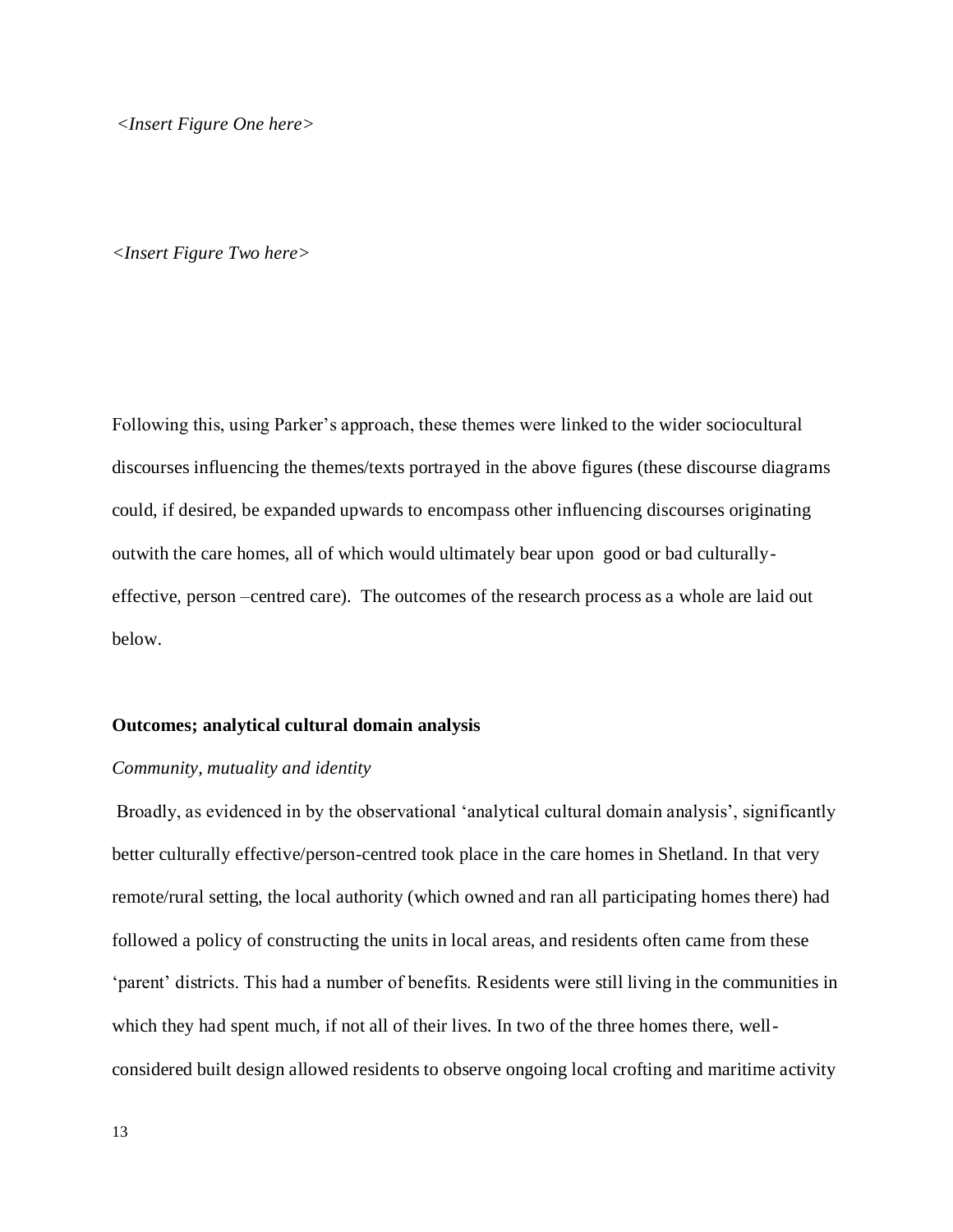*<Insert Figure One here>*

*<Insert Figure Two here>*

Following this, using Parker's approach, these themes were linked to the wider sociocultural discourses influencing the themes/texts portrayed in the above figures (these discourse diagrams could, if desired, be expanded upwards to encompass other influencing discourses originating outwith the care homes, all of which would ultimately bear upon good or bad culturally-effective, person –centred care). The outcomes of the research process as a whole are laid out below.

**Outcomes; analytical cultural domain analysis**

*Community, mutuality and identity*

Broadly, as evidenced in by the observational 'analytical cultural domain analysis', significantly better culturally effective/person-centred took place in the care homes in Shetland. In that very remote/rural setting, the local authority (which owned and ran all participating homes there) had followed a policy of constructing the units in local areas, and residents often came from these 'parent' districts. This had a number of benefits. Residents were still living in the communities in which they had spent much, if not all of their lives. In two of the three homes there, well-considered built design allowed residents to observe ongoing local crofting and maritime activity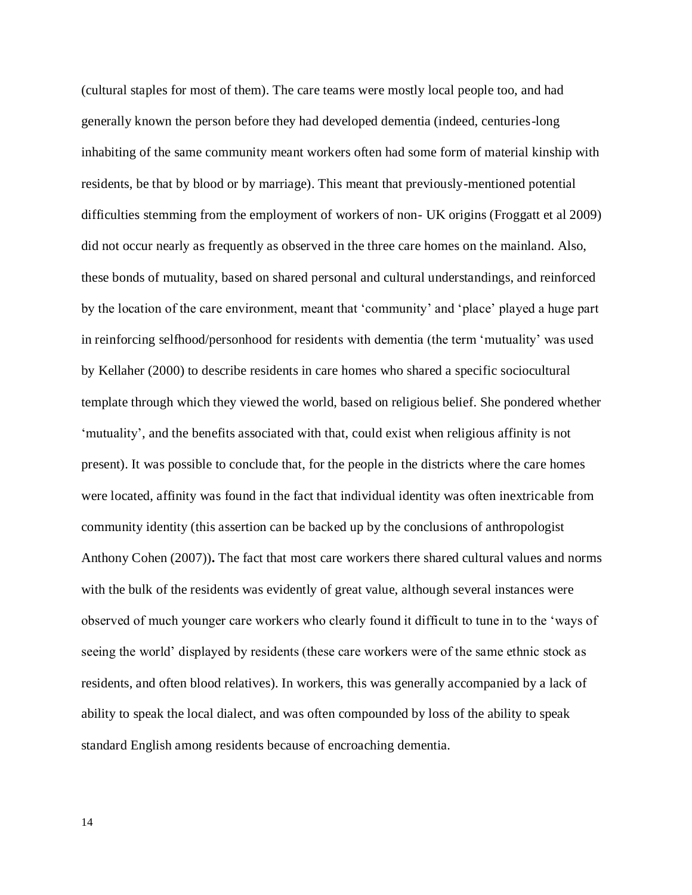(cultural staples for most of them). The care teams were mostly local people too, and had generally known the person before they had developed dementia (indeed, centuries-long inhabiting of the same community meant workers often had some form of material kinship with residents, be that by blood or by marriage). This meant that previously-mentioned potential difficulties stemming from the employment of workers of non- UK origins (Froggatt et al 2009) did not occur nearly as frequently as observed in the three care homes on the mainland. Also, these bonds of mutuality, based on shared personal and cultural understandings, and reinforced by the location of the care environment, meant that 'community' and 'place' played a huge part in reinforcing selfhood/personhood for residents with dementia (the term 'mutuality' was used by Kellaher (2000) to describe residents in care homes who shared a specific sociocultural template through which they viewed the world, based on religious belief. She pondered whether 'mutuality', and the benefits associated with that, could exist when religious affinity is not present). It was possible to conclude that, for the people in the districts where the care homes were located, affinity was found in the fact that individual identity was often inextricable from community identity (this assertion can be backed up by the conclusions of anthropologist Anthony Cohen (2007))**.** The fact that most care workers there shared cultural values and norms with the bulk of the residents was evidently of great value, although several instances were observed of much younger care workers who clearly found it difficult to tune in to the 'ways of seeing the world' displayed by residents (these care workers were of the same ethnic stock as residents, and often blood relatives). In workers, this was generally accompanied by a lack of ability to speak the local dialect, and was often compounded by loss of the ability to speak standard English among residents because of encroaching dementia.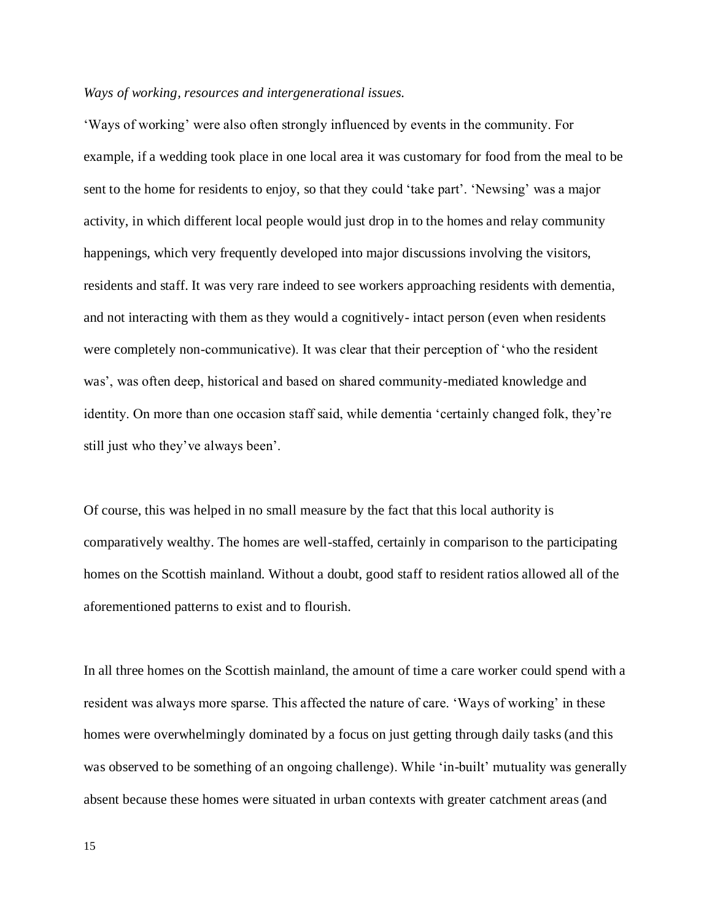*Ways of working, resources and intergenerational issues.*

'Ways of working' were also often strongly influenced by events in the community. For example, if a wedding took place in one local area it was customary for food from the meal to be sent to the home for residents to enjoy, so that they could 'take part'. 'Newsing' was a major activity, in which different local people would just drop in to the homes and relay community happenings, which very frequently developed into major discussions involving the visitors, residents and staff. It was very rare indeed to see workers approaching residents with dementia, and not interacting with them as they would a cognitively- intact person (even when residents were completely non-communicative). It was clear that their perception of 'who the resident was', was often deep, historical and based on shared community-mediated knowledge and identity. On more than one occasion staff said, while dementia 'certainly changed folk, they're still just who they've always been'.

Of course, this was helped in no small measure by the fact that this local authority is comparatively wealthy. The homes are well-staffed, certainly in comparison to the participating homes on the Scottish mainland. Without a doubt, good staff to resident ratios allowed all of the aforementioned patterns to exist and to flourish.

In all three homes on the Scottish mainland, the amount of time a care worker could spend with a resident was always more sparse. This affected the nature of care. 'Ways of working' in these homes were overwhelmingly dominated by a focus on just getting through daily tasks (and this was observed to be something of an ongoing challenge). While 'in-built' mutuality was generally absent because these homes were situated in urban contexts with greater catchment areas (and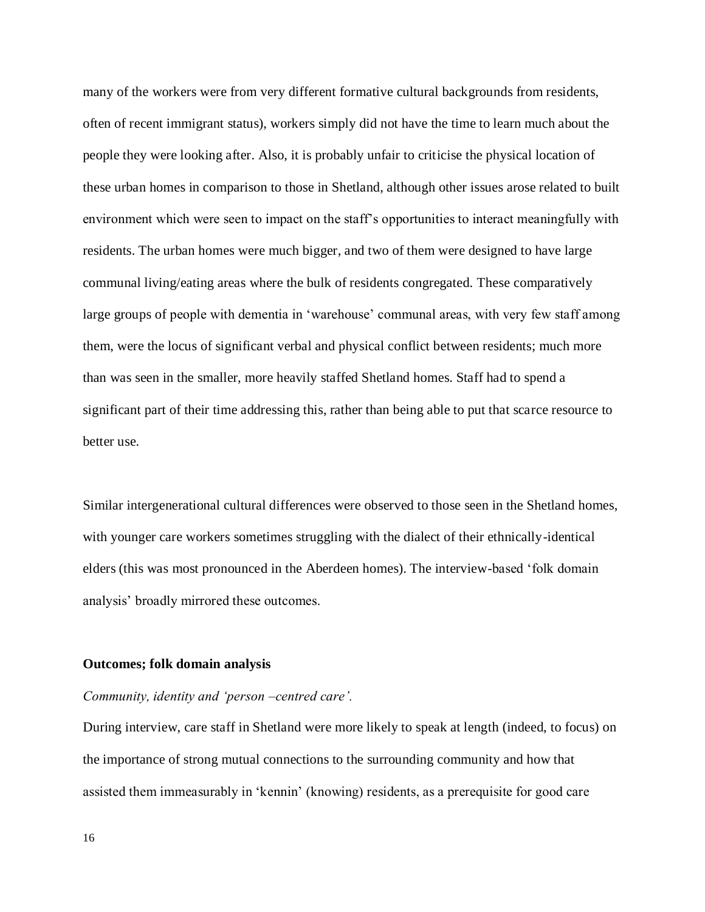many of the workers were from very different formative cultural backgrounds from residents, often of recent immigrant status), workers simply did not have the time to learn much about the people they were looking after. Also, it is probably unfair to criticise the physical location of these urban homes in comparison to those in Shetland, although other issues arose related to built environment which were seen to impact on the staff's opportunities to interact meaningfully with residents. The urban homes were much bigger, and two of them were designed to have large communal living/eating areas where the bulk of residents congregated. These comparatively large groups of people with dementia in 'warehouse' communal areas, with very few staff among them, were the locus of significant verbal and physical conflict between residents; much more than was seen in the smaller, more heavily staffed Shetland homes. Staff had to spend a significant part of their time addressing this, rather than being able to put that scarce resource to better use.

Similar intergenerational cultural differences were observed to those seen in the Shetland homes, with younger care workers sometimes struggling with the dialect of their ethnically-identical elders (this was most pronounced in the Aberdeen homes). The interview-based 'folk domain analysis' broadly mirrored these outcomes.

**Outcomes; folk domain analysis**

*Community, identity and 'person –centred care'.*

During interview, care staff in Shetland were more likely to speak at length (indeed, to focus) on the importance of strong mutual connections to the surrounding community and how that assisted them immeasurably in 'kennin' (knowing) residents, as a prerequisite for good care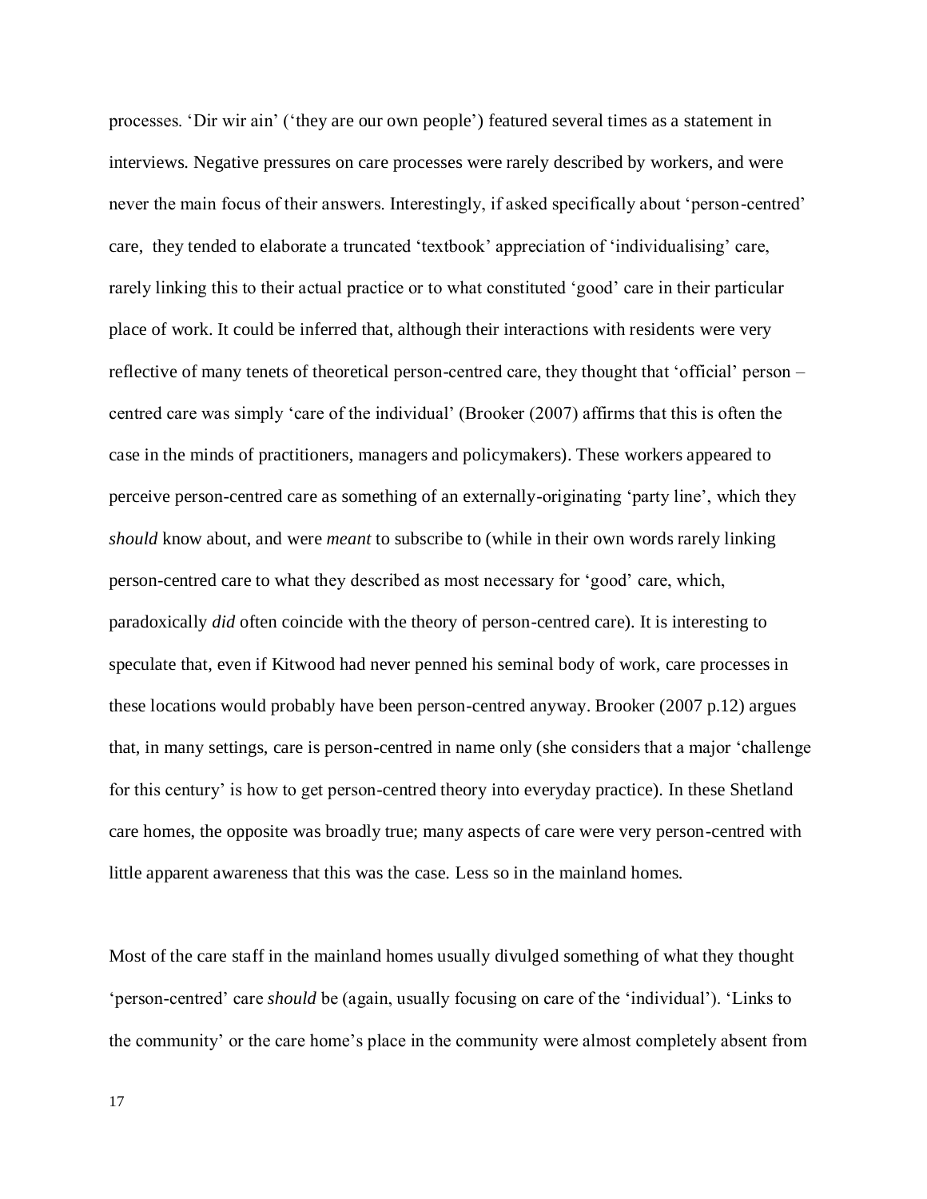processes. 'Dir wir ain' ('they are our own people') featured several times as a statement in interviews. Negative pressures on care processes were rarely described by workers, and were never the main focus of their answers. Interestingly, if asked specifically about 'person-centred' care, they tended to elaborate a truncated 'textbook' appreciation of 'individualising' care, rarely linking this to their actual practice or to what constituted 'good' care in their particular place of work. It could be inferred that, although their interactions with residents were very reflective of many tenets of theoretical person-centred care, they thought that 'official' person – centred care was simply 'care of the individual' (Brooker (2007) affirms that this is often the case in the minds of practitioners, managers and policymakers). These workers appeared to perceive person-centred care as something of an externally-originating 'party line', which they *should* know about, and were *meant* to subscribe to (while in their own words rarely linking person-centred care to what they described as most necessary for 'good' care, which, paradoxically *did* often coincide with the theory of person-centred care). It is interesting to speculate that, even if Kitwood had never penned his seminal body of work, care processes in these locations would probably have been person-centred anyway. Brooker (2007 p.12) argues that, in many settings, care is person-centred in name only (she considers that a major 'challenge for this century' is how to get person-centred theory into everyday practice). In these Shetland care homes, the opposite was broadly true; many aspects of care were very person-centred with little apparent awareness that this was the case. Less so in the mainland homes.

Most of the care staff in the mainland homes usually divulged something of what they thought 'person-centred' care *should* be (again, usually focusing on care of the 'individual'). 'Links to the community' or the care home's place in the community were almost completely absent from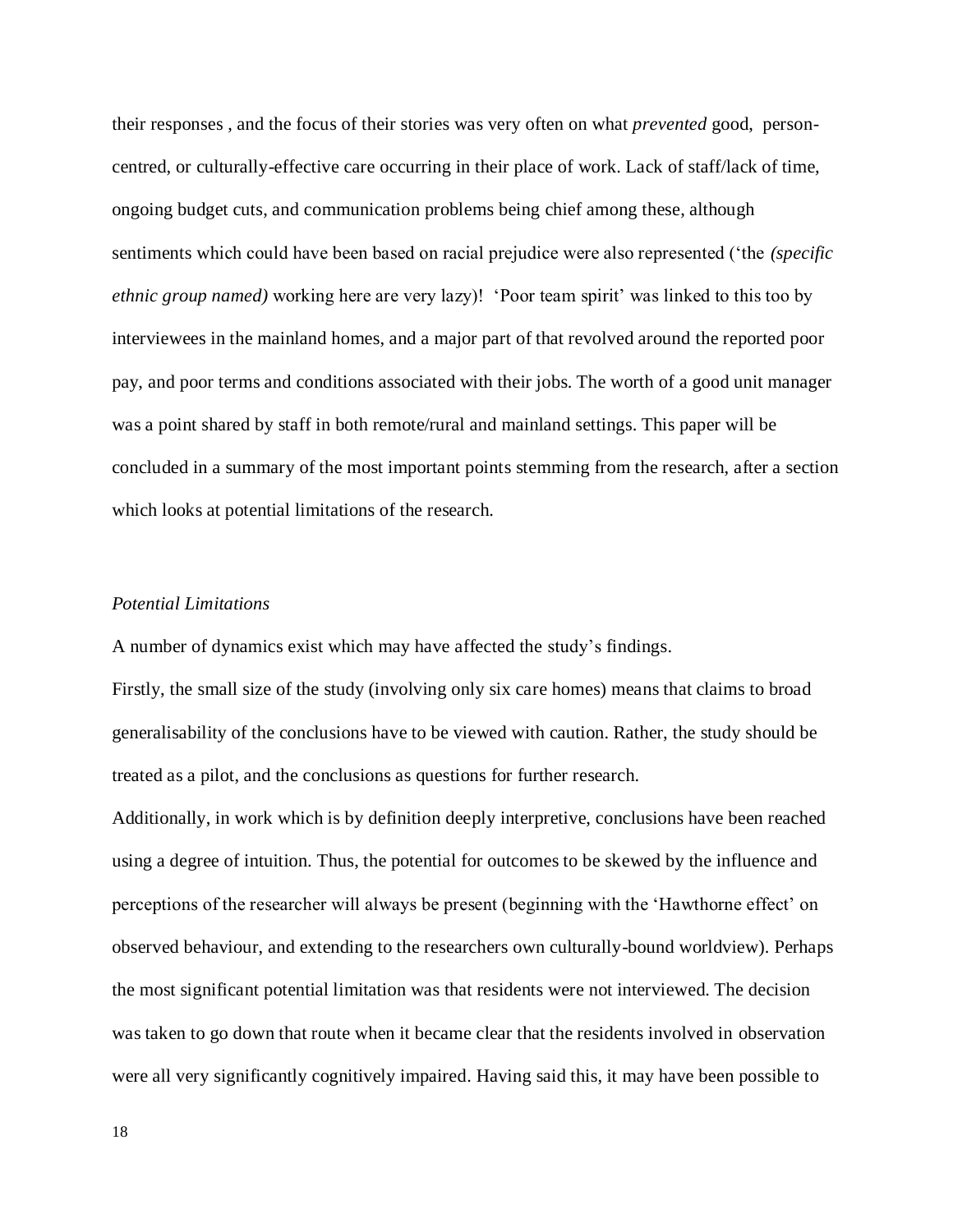their responses , and the focus of their stories was very often on what *prevented* good, person-centred, or culturally-effective care occurring in their place of work. Lack of staff/lack of time, ongoing budget cuts, and communication problems being chief among these, although sentiments which could have been based on racial prejudice were also represented ('the *(specific ethnic group named)* working here are very lazy)! 'Poor team spirit' was linked to this too by interviewees in the mainland homes, and a major part of that revolved around the reported poor pay, and poor terms and conditions associated with their jobs. The worth of a good unit manager was a point shared by staff in both remote/rural and mainland settings. This paper will be concluded in a summary of the most important points stemming from the research, after a section which looks at potential limitations of the research.

*Potential Limitations*

A number of dynamics exist which may have affected the study's findings.

Firstly, the small size of the study (involving only six care homes) means that claims to broad generalisability of the conclusions have to be viewed with caution. Rather, the study should be treated as a pilot, and the conclusions as questions for further research.

Additionally, in work which is by definition deeply interpretive, conclusions have been reached using a degree of intuition. Thus, the potential for outcomes to be skewed by the influence and perceptions of the researcher will always be present (beginning with the 'Hawthorne effect' on observed behaviour, and extending to the researchers own culturally-bound worldview). Perhaps the most significant potential limitation was that residents were not interviewed. The decision was taken to go down that route when it became clear that the residents involved in observation were all very significantly cognitively impaired. Having said this, it may have been possible to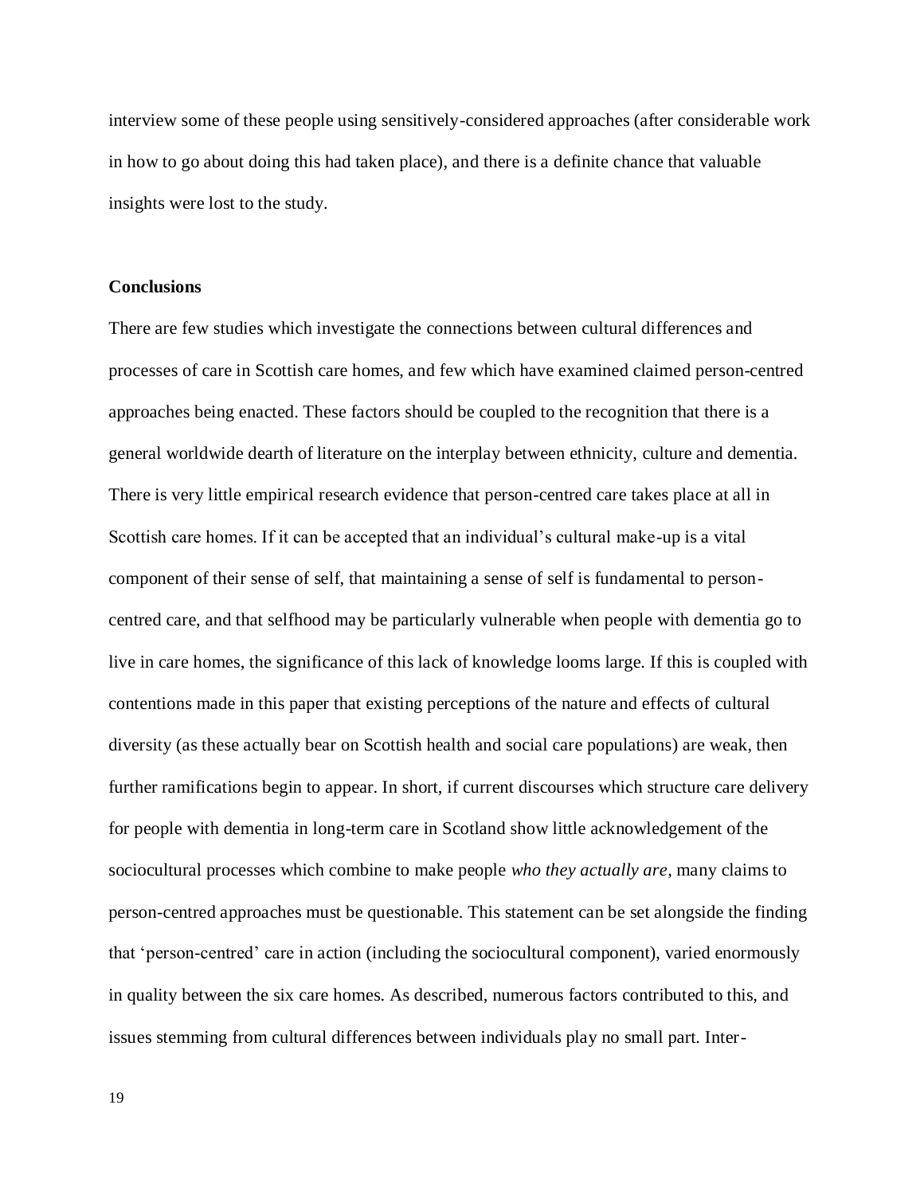interview some of these people using sensitively-considered approaches (after considerable work in how to go about doing this had taken place), and there is a definite chance that valuable insights were lost to the study.

**Conclusions**

There are few studies which investigate the connections between cultural differences and processes of care in Scottish care homes, and few which have examined claimed person-centred approaches being enacted. These factors should be coupled to the recognition that there is a general worldwide dearth of literature on the interplay between ethnicity, culture and dementia. There is very little empirical research evidence that person-centred care takes place at all in Scottish care homes. If it can be accepted that an individual's cultural make-up is a vital component of their sense of self, that maintaining a sense of self is fundamental to person-centred care, and that selfhood may be particularly vulnerable when people with dementia go to live in care homes, the significance of this lack of knowledge looms large. If this is coupled with contentions made in this paper that existing perceptions of the nature and effects of cultural diversity (as these actually bear on Scottish health and social care populations) are weak, then further ramifications begin to appear. In short, if current discourses which structure care delivery for people with dementia in long-term care in Scotland show little acknowledgement of the sociocultural processes which combine to make people *who they actually are*, many claims to person-centred approaches must be questionable. This statement can be set alongside the finding that 'person-centred' care in action (including the sociocultural component), varied enormously in quality between the six care homes. As described, numerous factors contributed to this, and issues stemming from cultural differences between individuals play no small part. Inter-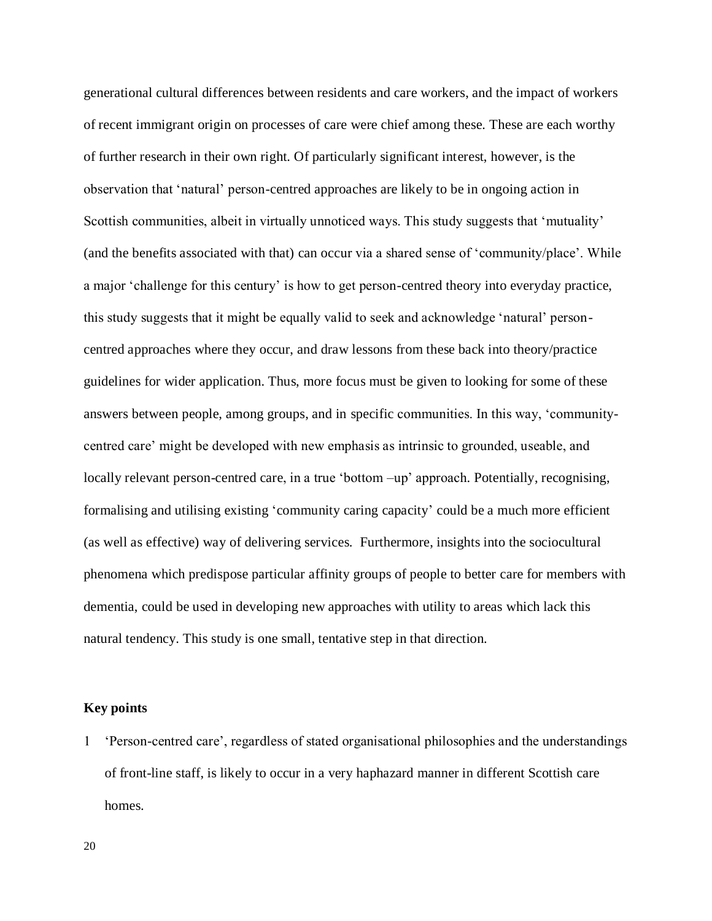generational cultural differences between residents and care workers, and the impact of workers of recent immigrant origin on processes of care were chief among these. These are each worthy of further research in their own right. Of particularly significant interest, however, is the observation that 'natural' person-centred approaches are likely to be in ongoing action in Scottish communities, albeit in virtually unnoticed ways. This study suggests that 'mutuality' (and the benefits associated with that) can occur via a shared sense of 'community/place'. While a major 'challenge for this century' is how to get person-centred theory into everyday practice, this study suggests that it might be equally valid to seek and acknowledge 'natural' person-centred approaches where they occur, and draw lessons from these back into theory/practice guidelines for wider application. Thus, more focus must be given to looking for some of these answers between people, among groups, and in specific communities. In this way, 'community-centred care' might be developed with new emphasis as intrinsic to grounded, useable, and locally relevant person-centred care, in a true 'bottom –up' approach. Potentially, recognising, formalising and utilising existing 'community caring capacity' could be a much more efficient (as well as effective) way of delivering services. Furthermore, insights into the sociocultural phenomena which predispose particular affinity groups of people to better care for members with dementia, could be used in developing new approaches with utility to areas which lack this natural tendency. This study is one small, tentative step in that direction.

**Key points**

1 'Person-centred care', regardless of stated organisational philosophies and the understandings of front-line staff, is likely to occur in a very haphazard manner in different Scottish care homes.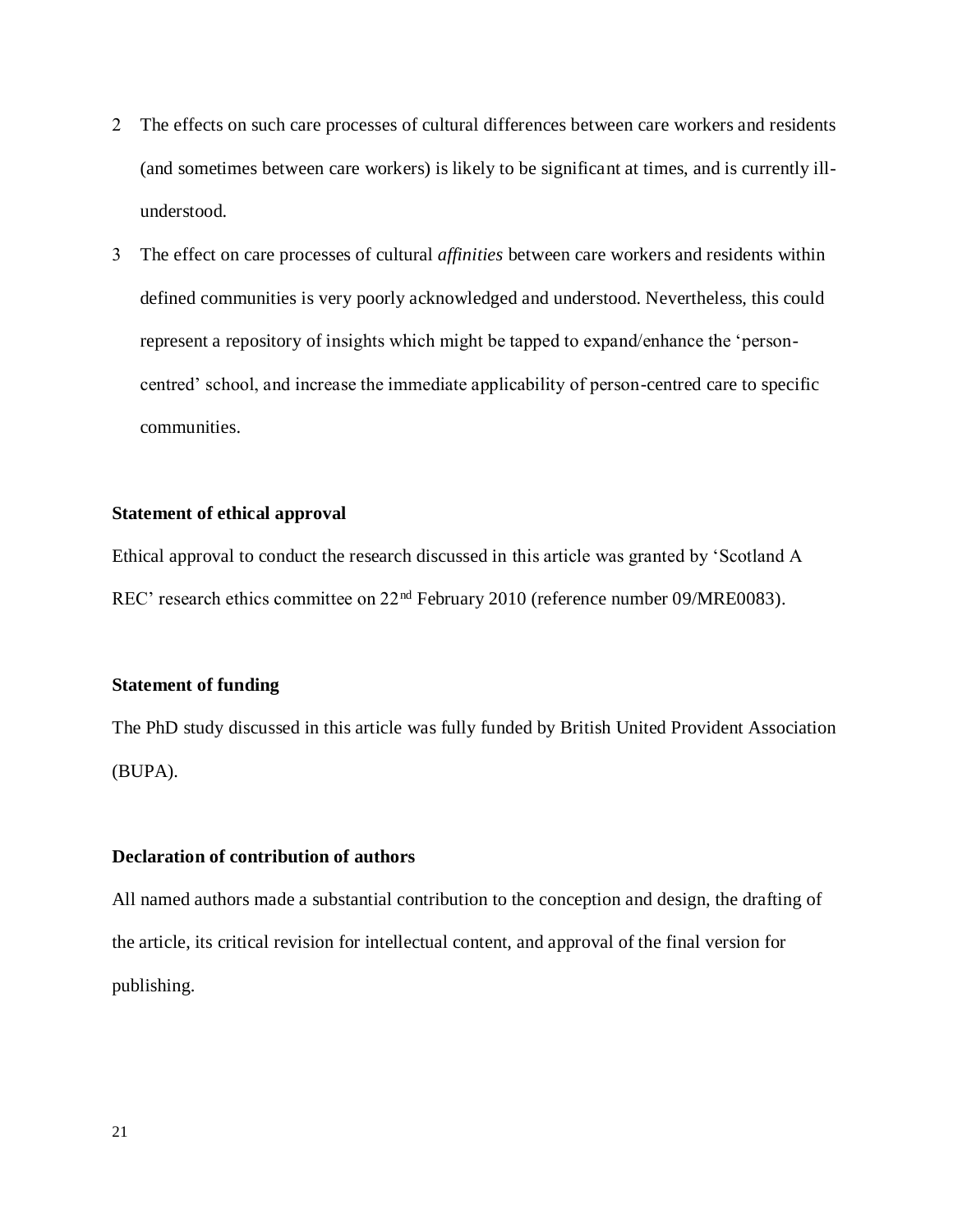2. The effects on such care processes of cultural differences between care workers and residents (and sometimes between care workers) is likely to be significant at times, and is currently ill-understood.
3. The effect on care processes of cultural *affinities* between care workers and residents within defined communities is very poorly acknowledged and understood. Nevertheless, this could represent a repository of insights which might be tapped to expand/enhance the 'person-centred' school, and increase the immediate applicability of person-centred care to specific communities.

**Statement of ethical approval**

Ethical approval to conduct the research discussed in this article was granted by 'Scotland A REC' research ethics committee on 22nd February 2010 (reference number 09/MRE0083).

**Statement of funding**

The PhD study discussed in this article was fully funded by British United Provident Association (BUPA).

**Declaration of contribution of authors**

All named authors made a substantial contribution to the conception and design, the drafting of the article, its critical revision for intellectual content, and approval of the final version for publishing.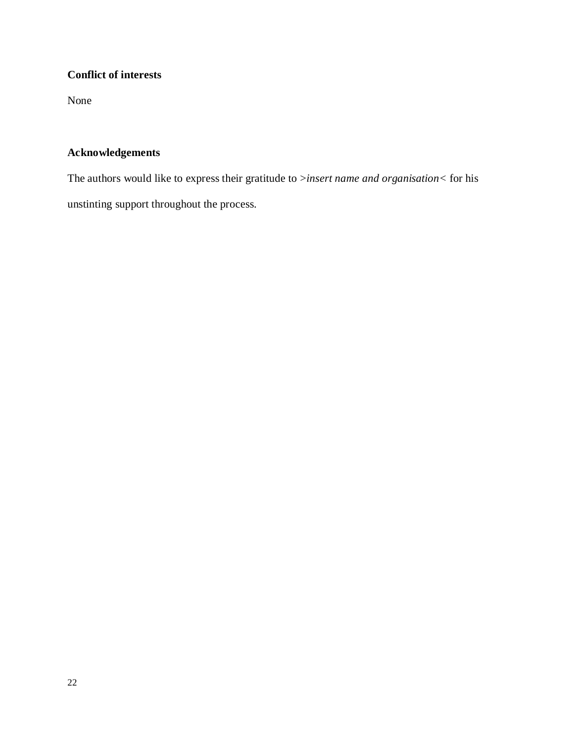**Conflict of interests**

None

**Acknowledgements**

The authors would like to express their gratitude to >*insert name and organisation*< for his unstinting support throughout the process.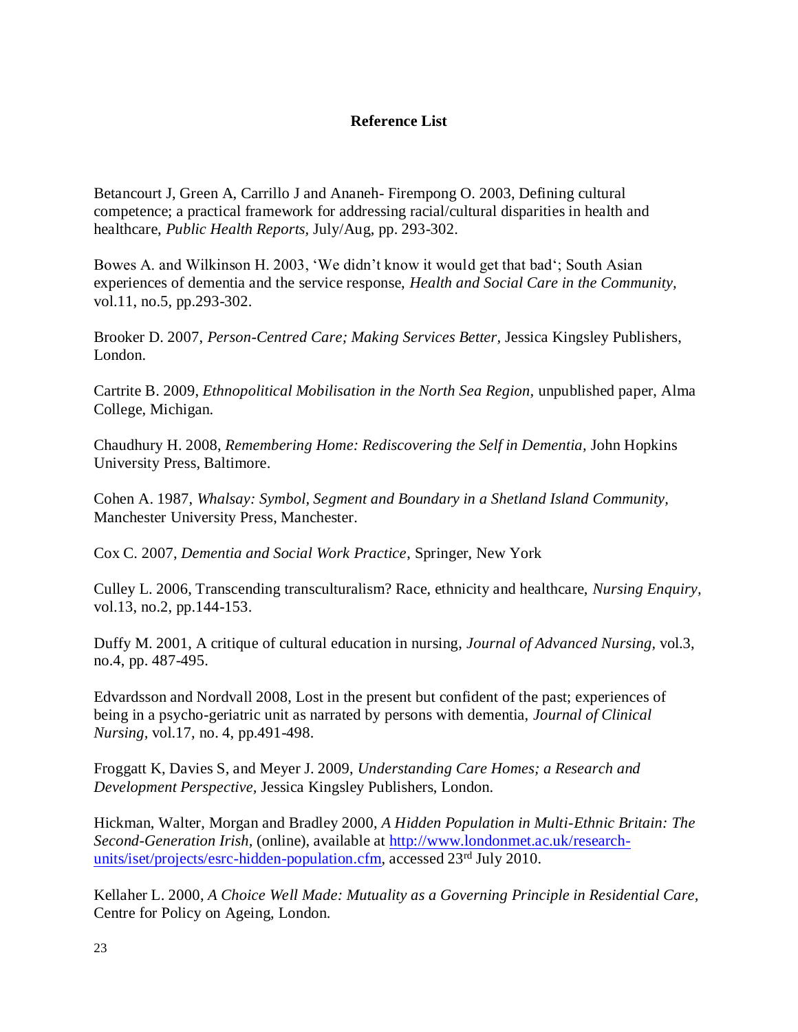## Reference List

Betancourt J, Green A, Carrillo J and Ananeh- Firempong O. 2003, Defining cultural competence; a practical framework for addressing racial/cultural disparities in health and healthcare, *Public Health Reports*, July/Aug, pp. 293-302.

Bowes A. and Wilkinson H. 2003, 'We didn't know it would get that bad'; South Asian experiences of dementia and the service response, *Health and Social Care in the Community*, vol.11, no.5, pp.293-302.

Brooker D. 2007, *Person-Centred Care; Making Services Better,* Jessica Kingsley Publishers, London.

Cartrite B. 2009, *Ethnopolitical Mobilisation in the North Sea Region,* unpublished paper, Alma College, Michigan.

Chaudhury H. 2008, *Remembering Home: Rediscovering the Self in Dementia,* John Hopkins University Press, Baltimore.

Cohen A. 1987, *Whalsay: Symbol, Segment and Boundary in a Shetland Island Community,* Manchester University Press, Manchester.

Cox C. 2007, *Dementia and Social Work Practice*, Springer, New York

Culley L. 2006, Transcending transculturalism? Race, ethnicity and healthcare, *Nursing Enquiry,* vol.13, no.2, pp.144-153.

Duffy M. 2001, A critique of cultural education in nursing, *Journal of Advanced Nursing*, vol.3, no.4, pp. 487-495.

Edvardsson and Nordvall 2008, Lost in the present but confident of the past; experiences of being in a psycho-geriatric unit as narrated by persons with dementia, *Journal of Clinical Nursing,* vol.17, no. 4, pp.491-498.

Froggatt K, Davies S, and Meyer J. 2009, *Understanding Care Homes; a Research and Development Perspective*, Jessica Kingsley Publishers, London.

Hickman, Walter, Morgan and Bradley 2000, *A Hidden Population in Multi-Ethnic Britain: The Second-Generation Irish,* (online), available at http://www.londonmet.ac.uk/research-units/iset/projects/esrc-hidden-population.cfm, accessed 23rd July 2010.

Kellaher L. 2000, *A Choice Well Made: Mutuality as a Governing Principle in Residential Care,* Centre for Policy on Ageing, London.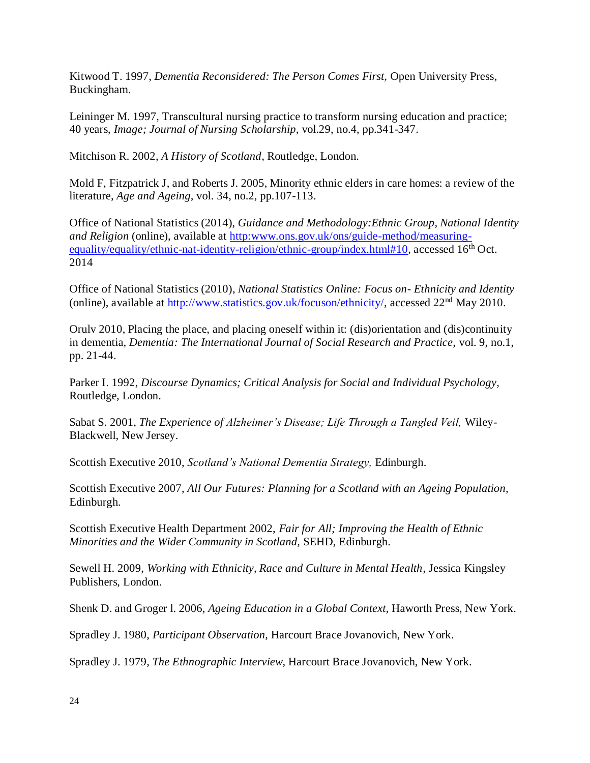Kitwood T. 1997, *Dementia Reconsidered: The Person Comes First,* Open University Press, Buckingham.

Leininger M. 1997, Transcultural nursing practice to transform nursing education and practice; 40 years, *Image; Journal of Nursing Scholarship*, vol.29, no.4, pp.341-347.

Mitchison R. 2002, *A History of Scotland*, Routledge, London.

Mold F, Fitzpatrick J, and Roberts J. 2005, Minority ethnic elders in care homes: a review of the literature, *Age and Ageing*, vol. 34, no.2, pp.107-113.

Office of National Statistics (2014), *Guidance and Methodology:Ethnic Group, National Identity and Religion* (online), available at [http:www.ons.gov.uk/ons/guide-method/measuring-equality/equality/ethnic-nat-identity-religion/ethnic-group/index.html#10](http:www.ons.gov.uk/ons/guide-method/measuring-equality/equality/ethnic-nat-identity-religion/ethnic-group/index.html#10), accessed 16th Oct. 2014

Office of National Statistics (2010), *National Statistics Online: Focus on- Ethnicity and Identity* (online), available at [http://www.statistics.gov.uk/focuson/ethnicity/](http://www.statistics.gov.uk/focuson/ethnicity/), accessed 22nd May 2010.

Orulv 2010, Placing the place, and placing oneself within it: (dis)orientation and (dis)continuity in dementia, *Dementia: The International Journal of Social Research and Practice,* vol. 9, no.1, pp. 21-44.

Parker I. 1992, *Discourse Dynamics; Critical Analysis for Social and Individual Psychology,* Routledge, London.

Sabat S. 2001, *The Experience of Alzheimer's Disease; Life Through a Tangled Veil,* Wiley-Blackwell, New Jersey.

Scottish Executive 2010, *Scotland's National Dementia Strategy,* Edinburgh.

Scottish Executive 2007, *All Our Futures: Planning for a Scotland with an Ageing Population,* Edinburgh.

Scottish Executive Health Department 2002, *Fair for All; Improving the Health of Ethnic Minorities and the Wider Community in Scotland,* SEHD, Edinburgh.

Sewell H. 2009, *Working with Ethnicity, Race and Culture in Mental Health*, Jessica Kingsley Publishers, London.

Shenk D. and Groger l. 2006, *Ageing Education in a Global Context,* Haworth Press, New York.

Spradley J. 1980, *Participant Observation,* Harcourt Brace Jovanovich, New York.

Spradley J. 1979, *The Ethnographic Interview,* Harcourt Brace Jovanovich, New York.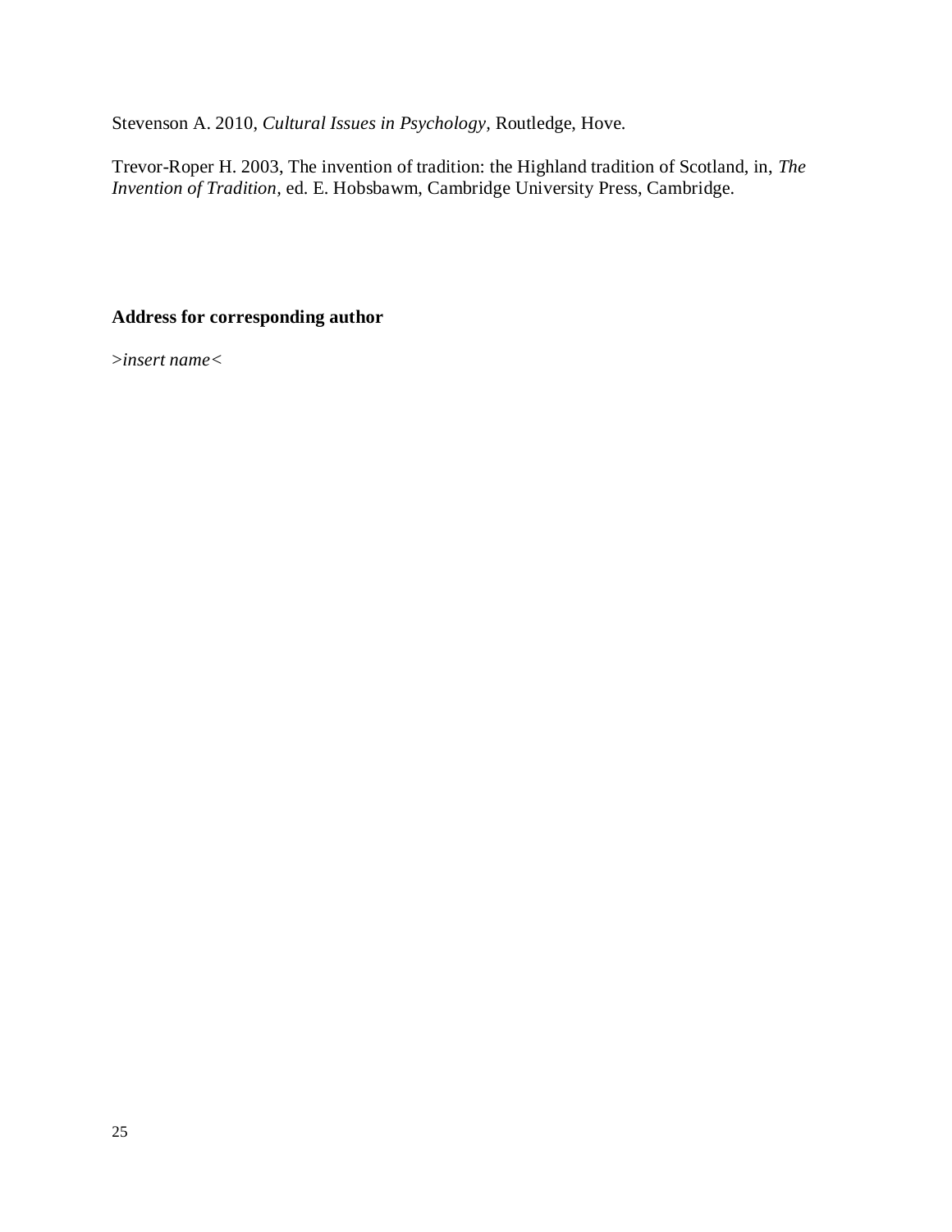Stevenson A. 2010, *Cultural Issues in Psychology,* Routledge, Hove.

Trevor-Roper H. 2003, The invention of tradition: the Highland tradition of Scotland, in, *The Invention of Tradition,* ed. E. Hobsbawm, Cambridge University Press, Cambridge.

**Address for corresponding author**

>*insert name*<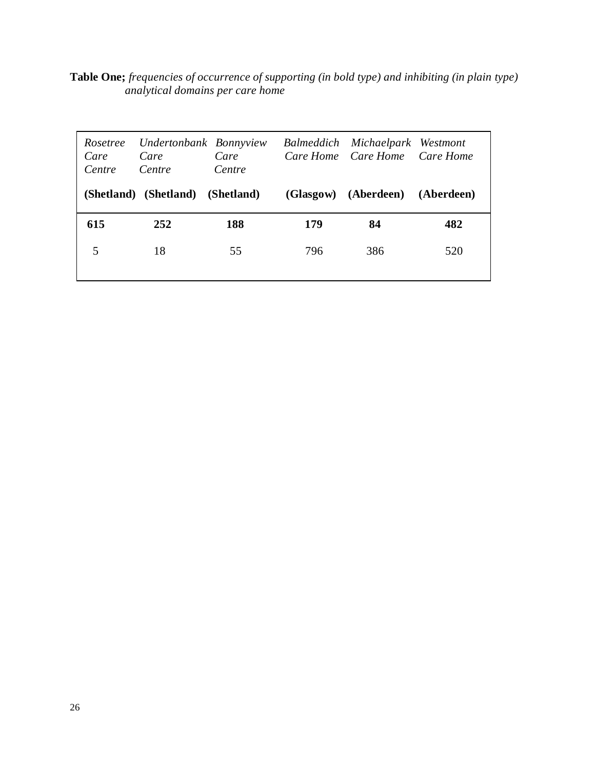**Table One;** *frequencies of occurrence of supporting (in bold type) and inhibiting (in plain type) analytical domains per care home*

| *Rosetree Care Centre* **(Shetland)** | *Undertonbank Care Centre* **(Shetland)** | *Bonnyview Care Centre* **(Shetland)** | *Balmeddich Care Home* **(Glasgow)** | *Michaelpark Care Home* **(Aberdeen)** | *Westmont Care Home* **(Aberdeen)** |
|---|---|---|---|---|---|
| **615** | **252** | **188** | **179** | **84** | **482** |
| 5 | 18 | 55 | 796 | 386 | 520 |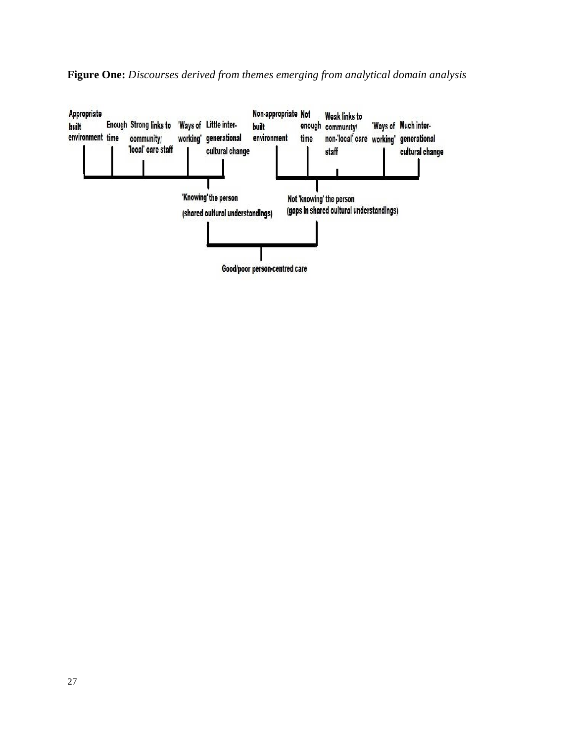**Figure One:** *Discourses derived from themes emerging from analytical domain analysis*

Appropriate built environment | Enough time | Strong links to community/ 'local' care staff | 'Ways of working' | Little inter-generational cultural change

Non-appropriate built environment | Not enough time | Weak links to community/ non-'local' care staff | 'Ways of working' | Much inter-generational cultural change

'Knowing' the person (shared cultural understandings)

Not 'knowing' the person (gaps in shared cultural understandings)

Good/poor person-centred care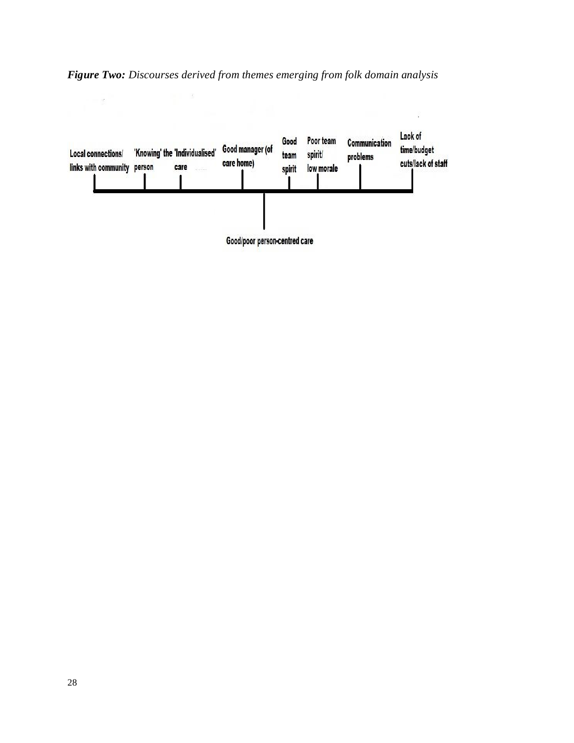***Figure Two:*** *Discourses derived from themes emerging from folk domain analysis*

Local connections/ links with community

'Knowing' the person

'Individualised' care

Good manager (of care home)

Good team spirit

Poor team spirit/ low morale

Communication problems

Lack of time/budget cuts/lack of staff

Good/poor person-centred care